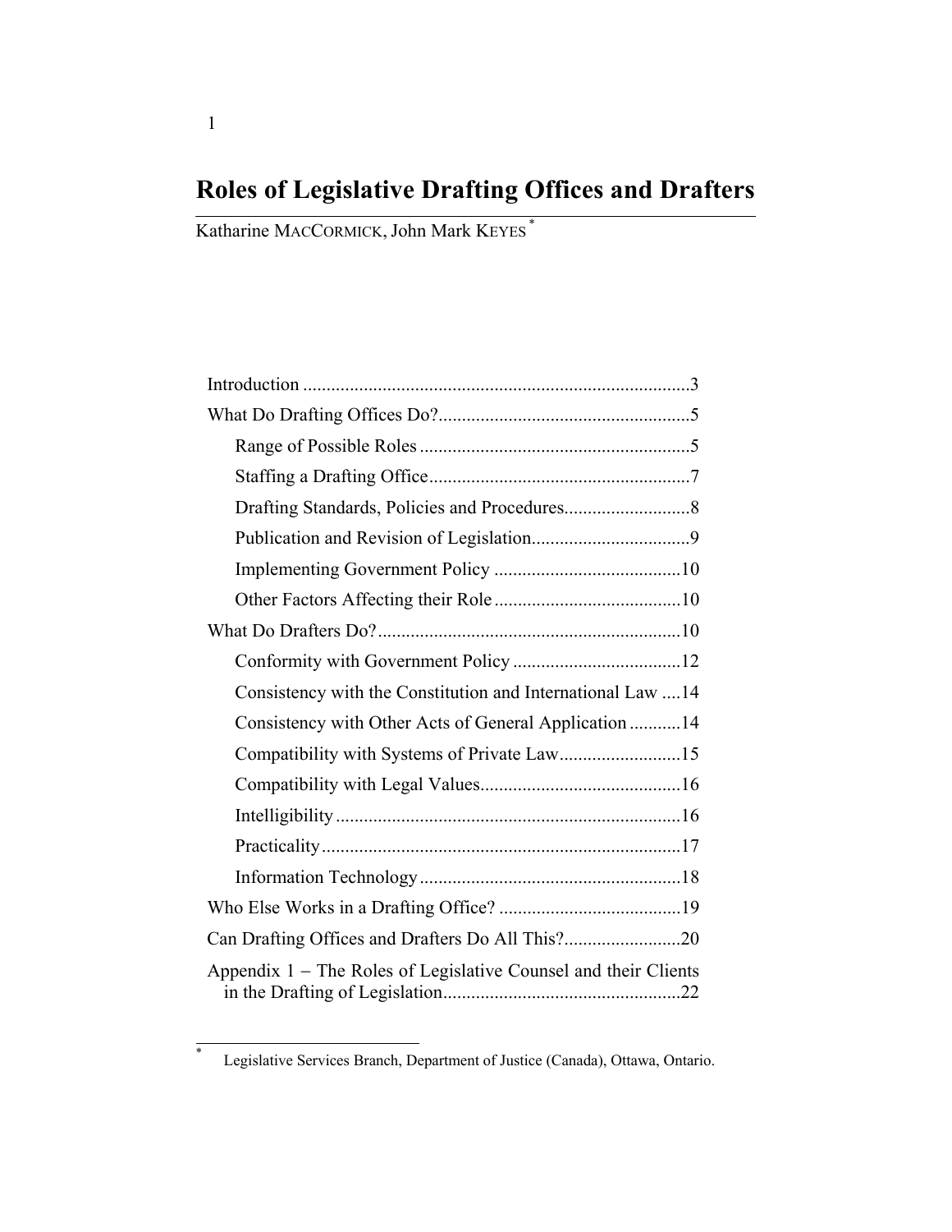# Roles of Legislative Drafting Offices and Drafters

Katharine MACCORMICK, John Mark KEYES [*]

Introduction ....................................................................................3

What Do Drafting Offices Do?......................................................5

- Range of Possible Roles ..........................................................5
- Staffing a Drafting Office........................................................7
- Drafting Standards, Policies and Procedures...........................8
- Publication and Revision of Legislation..................................9
- Implementing Government Policy ........................................10
- Other Factors Affecting their Role ........................................10

What Do Drafters Do?.................................................................10

- Conformity with Government Policy ....................................12
- Consistency with the Constitution and International Law ....14
- Consistency with Other Acts of General Application ...........14
- Compatibility with Systems of Private Law..........................15
- Compatibility with Legal Values...........................................16
- Intelligibility ..........................................................................16
- Practicality.............................................................................17
- Information Technology........................................................18

Who Else Works in a Drafting Office? .......................................19

Can Drafting Offices and Drafters Do All This?.........................20

Appendix 1 – The Roles of Legislative Counsel and their Clients in the Drafting of Legislation...................................................22

---

[*] Legislative Services Branch, Department of Justice (Canada), Ottawa, Ontario.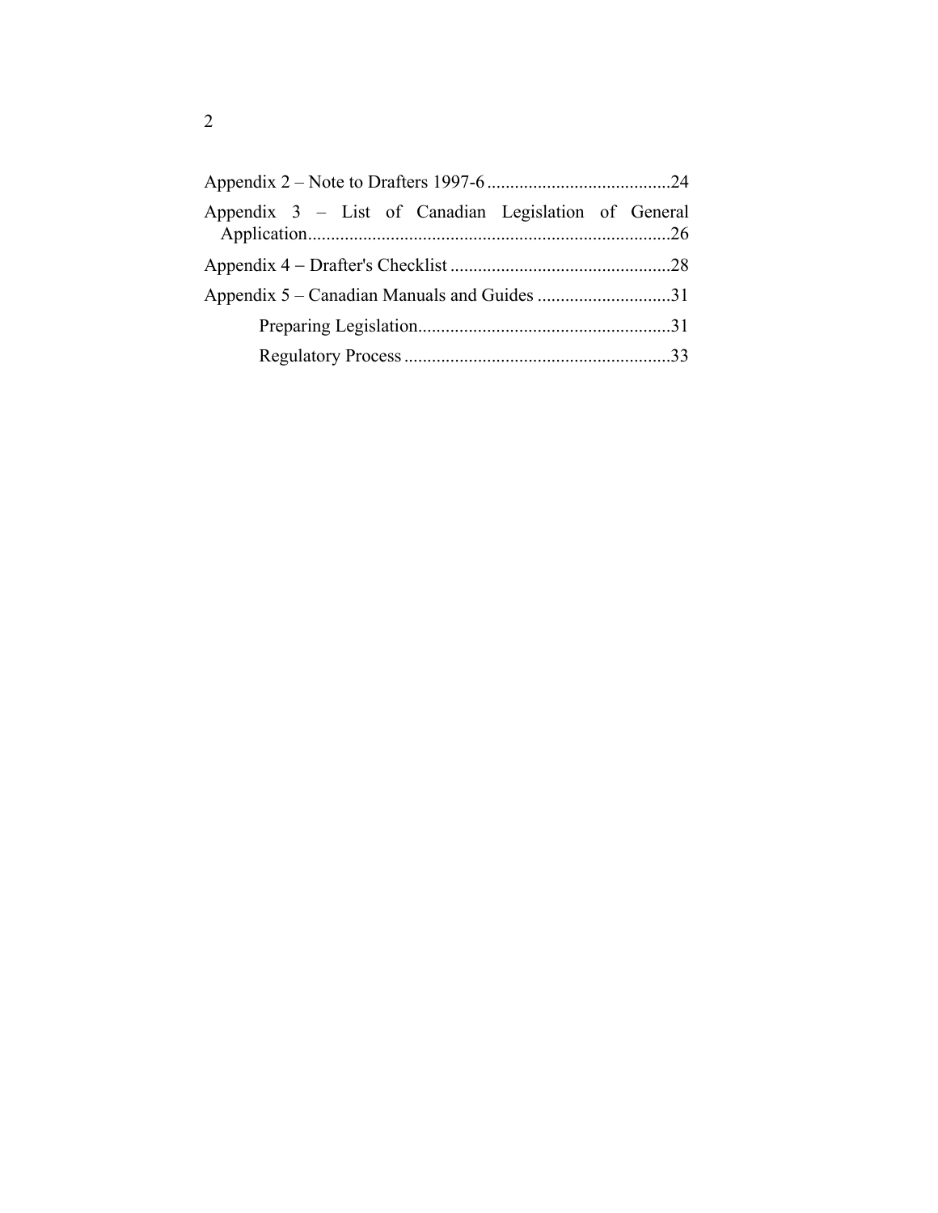Appendix 2 – Note to Drafters 1997-6 ........................................24

Appendix 3 – List of Canadian Legislation of General Application...............................................................................26

Appendix 4 – Drafter's Checklist ................................................28

Appendix 5 – Canadian Manuals and Guides .............................31

- Preparing Legislation.......................................................31
- Regulatory Process ..........................................................33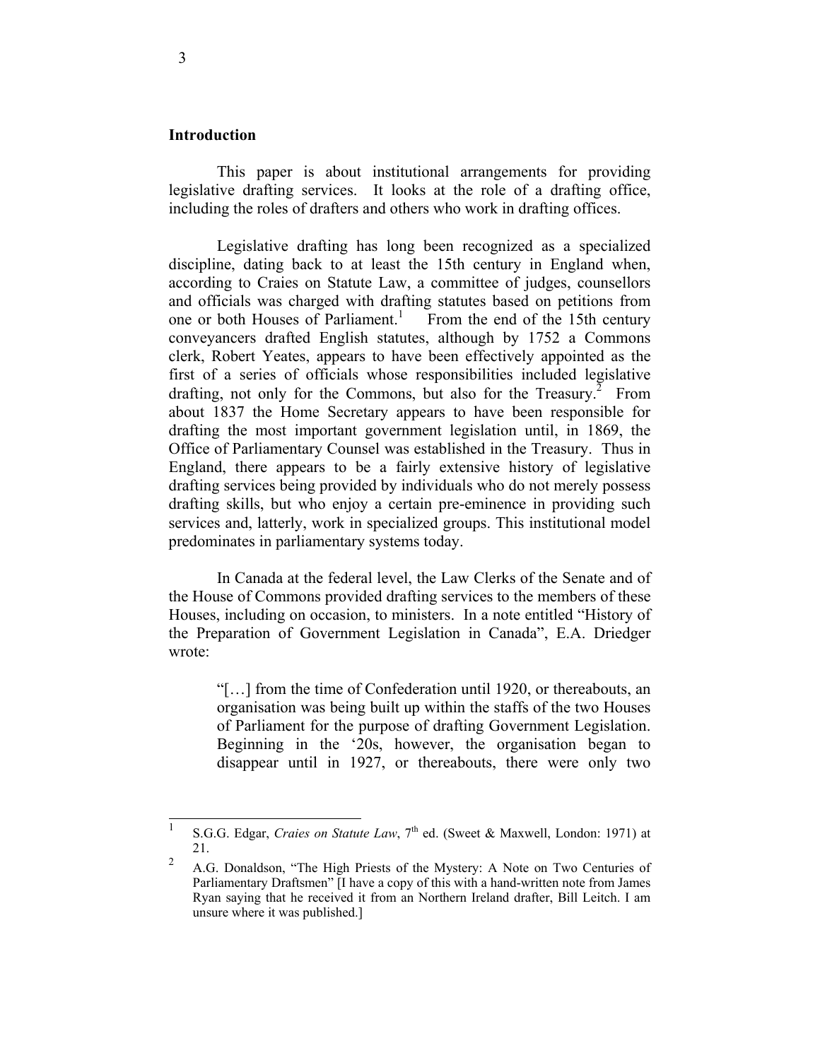## Introduction

This paper is about institutional arrangements for providing legislative drafting services. It looks at the role of a drafting office, including the roles of drafters and others who work in drafting offices.

Legislative drafting has long been recognized as a specialized discipline, dating back to at least the 15th century in England when, according to Craies on Statute Law, a committee of judges, counsellors and officials was charged with drafting statutes based on petitions from one or both Houses of Parliament.[1] From the end of the 15th century conveyancers drafted English statutes, although by 1752 a Commons clerk, Robert Yeates, appears to have been effectively appointed as the first of a series of officials whose responsibilities included legislative drafting, not only for the Commons, but also for the Treasury.[2] From about 1837 the Home Secretary appears to have been responsible for drafting the most important government legislation until, in 1869, the Office of Parliamentary Counsel was established in the Treasury. Thus in England, there appears to be a fairly extensive history of legislative drafting services being provided by individuals who do not merely possess drafting skills, but who enjoy a certain pre-eminence in providing such services and, latterly, work in specialized groups. This institutional model predominates in parliamentary systems today.

In Canada at the federal level, the Law Clerks of the Senate and of the House of Commons provided drafting services to the members of these Houses, including on occasion, to ministers. In a note entitled "History of the Preparation of Government Legislation in Canada", E.A. Driedger wrote:

> "[…] from the time of Confederation until 1920, or thereabouts, an organisation was being built up within the staffs of the two Houses of Parliament for the purpose of drafting Government Legislation. Beginning in the '20s, however, the organisation began to disappear until in 1927, or thereabouts, there were only two

---

[1] S.G.G. Edgar, *Craies on Statute Law*, 7th ed. (Sweet & Maxwell, London: 1971) at 21.

[2] A.G. Donaldson, "The High Priests of the Mystery: A Note on Two Centuries of Parliamentary Draftsmen" [I have a copy of this with a hand-written note from James Ryan saying that he received it from an Northern Ireland drafter, Bill Leitch. I am unsure where it was published.]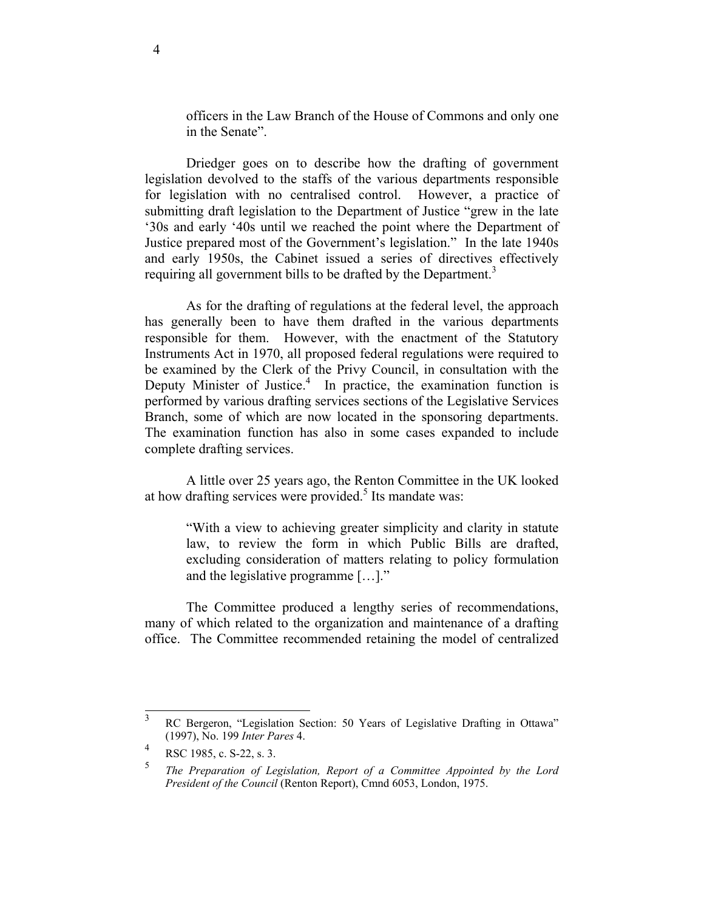officers in the Law Branch of the House of Commons and only one in the Senate".

Driedger goes on to describe how the drafting of government legislation devolved to the staffs of the various departments responsible for legislation with no centralised control. However, a practice of submitting draft legislation to the Department of Justice "grew in the late '30s and early '40s until we reached the point where the Department of Justice prepared most of the Government's legislation." In the late 1940s and early 1950s, the Cabinet issued a series of directives effectively requiring all government bills to be drafted by the Department.[3]

As for the drafting of regulations at the federal level, the approach has generally been to have them drafted in the various departments responsible for them. However, with the enactment of the Statutory Instruments Act in 1970, all proposed federal regulations were required to be examined by the Clerk of the Privy Council, in consultation with the Deputy Minister of Justice.[4] In practice, the examination function is performed by various drafting services sections of the Legislative Services Branch, some of which are now located in the sponsoring departments. The examination function has also in some cases expanded to include complete drafting services.

A little over 25 years ago, the Renton Committee in the UK looked at how drafting services were provided.[5] Its mandate was:

> "With a view to achieving greater simplicity and clarity in statute law, to review the form in which Public Bills are drafted, excluding consideration of matters relating to policy formulation and the legislative programme […]."

The Committee produced a lengthy series of recommendations, many of which related to the organization and maintenance of a drafting office. The Committee recommended retaining the model of centralized

---

[3] RC Bergeron, "Legislation Section: 50 Years of Legislative Drafting in Ottawa" (1997), No. 199 *Inter Pares* 4.

[4] RSC 1985, c. S-22, s. 3.

[5] *The Preparation of Legislation, Report of a Committee Appointed by the Lord President of the Council* (Renton Report), Cmnd 6053, London, 1975.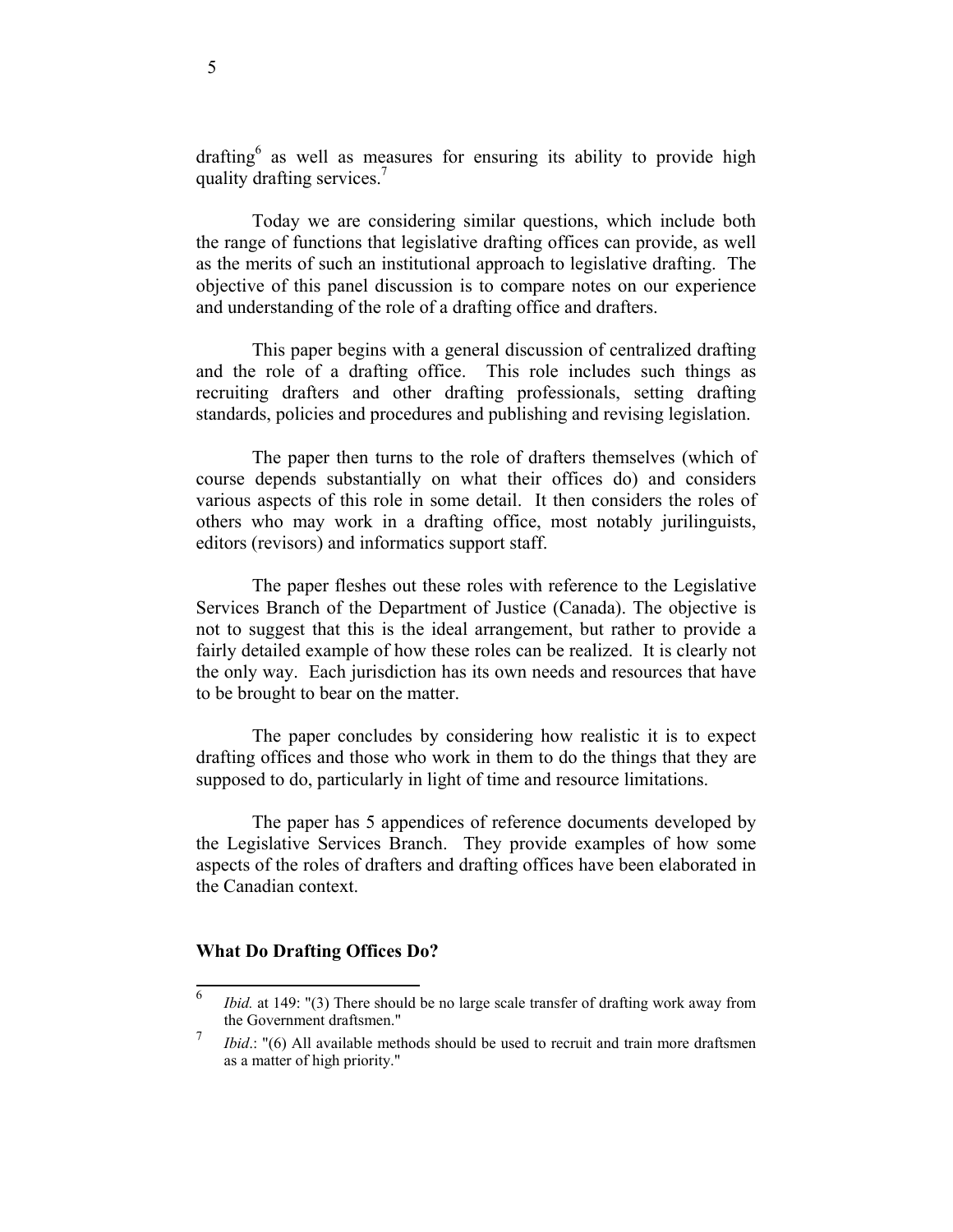drafting[6] as well as measures for ensuring its ability to provide high quality drafting services.[7]

Today we are considering similar questions, which include both the range of functions that legislative drafting offices can provide, as well as the merits of such an institutional approach to legislative drafting. The objective of this panel discussion is to compare notes on our experience and understanding of the role of a drafting office and drafters.

This paper begins with a general discussion of centralized drafting and the role of a drafting office. This role includes such things as recruiting drafters and other drafting professionals, setting drafting standards, policies and procedures and publishing and revising legislation.

The paper then turns to the role of drafters themselves (which of course depends substantially on what their offices do) and considers various aspects of this role in some detail. It then considers the roles of others who may work in a drafting office, most notably jurilinguists, editors (revisors) and informatics support staff.

The paper fleshes out these roles with reference to the Legislative Services Branch of the Department of Justice (Canada). The objective is not to suggest that this is the ideal arrangement, but rather to provide a fairly detailed example of how these roles can be realized. It is clearly not the only way. Each jurisdiction has its own needs and resources that have to be brought to bear on the matter.

The paper concludes by considering how realistic it is to expect drafting offices and those who work in them to do the things that they are supposed to do, particularly in light of time and resource limitations.

The paper has 5 appendices of reference documents developed by the Legislative Services Branch. They provide examples of how some aspects of the roles of drafters and drafting offices have been elaborated in the Canadian context.

## What Do Drafting Offices Do?

---

[6] *Ibid.* at 149: "(3) There should be no large scale transfer of drafting work away from the Government draftsmen."

[7] *Ibid*.: "(6) All available methods should be used to recruit and train more draftsmen as a matter of high priority."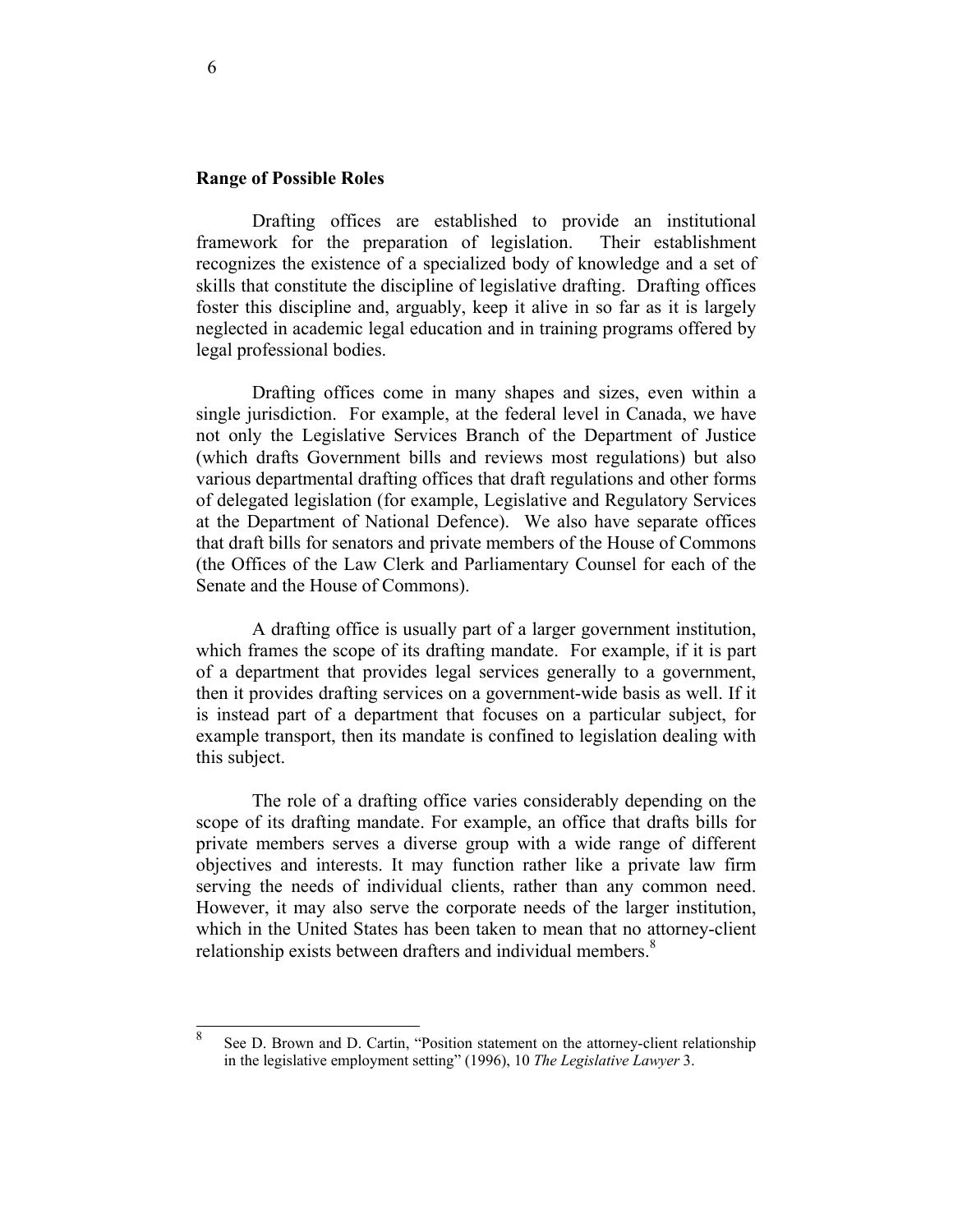## Range of Possible Roles

Drafting offices are established to provide an institutional framework for the preparation of legislation. Their establishment recognizes the existence of a specialized body of knowledge and a set of skills that constitute the discipline of legislative drafting. Drafting offices foster this discipline and, arguably, keep it alive in so far as it is largely neglected in academic legal education and in training programs offered by legal professional bodies.

Drafting offices come in many shapes and sizes, even within a single jurisdiction. For example, at the federal level in Canada, we have not only the Legislative Services Branch of the Department of Justice (which drafts Government bills and reviews most regulations) but also various departmental drafting offices that draft regulations and other forms of delegated legislation (for example, Legislative and Regulatory Services at the Department of National Defence). We also have separate offices that draft bills for senators and private members of the House of Commons (the Offices of the Law Clerk and Parliamentary Counsel for each of the Senate and the House of Commons).

A drafting office is usually part of a larger government institution, which frames the scope of its drafting mandate. For example, if it is part of a department that provides legal services generally to a government, then it provides drafting services on a government-wide basis as well. If it is instead part of a department that focuses on a particular subject, for example transport, then its mandate is confined to legislation dealing with this subject.

The role of a drafting office varies considerably depending on the scope of its drafting mandate. For example, an office that drafts bills for private members serves a diverse group with a wide range of different objectives and interests. It may function rather like a private law firm serving the needs of individual clients, rather than any common need. However, it may also serve the corporate needs of the larger institution, which in the United States has been taken to mean that no attorney-client relationship exists between drafters and individual members.[8]

---

[8] See D. Brown and D. Cartin, "Position statement on the attorney-client relationship in the legislative employment setting" (1996), 10 *The Legislative Lawyer* 3.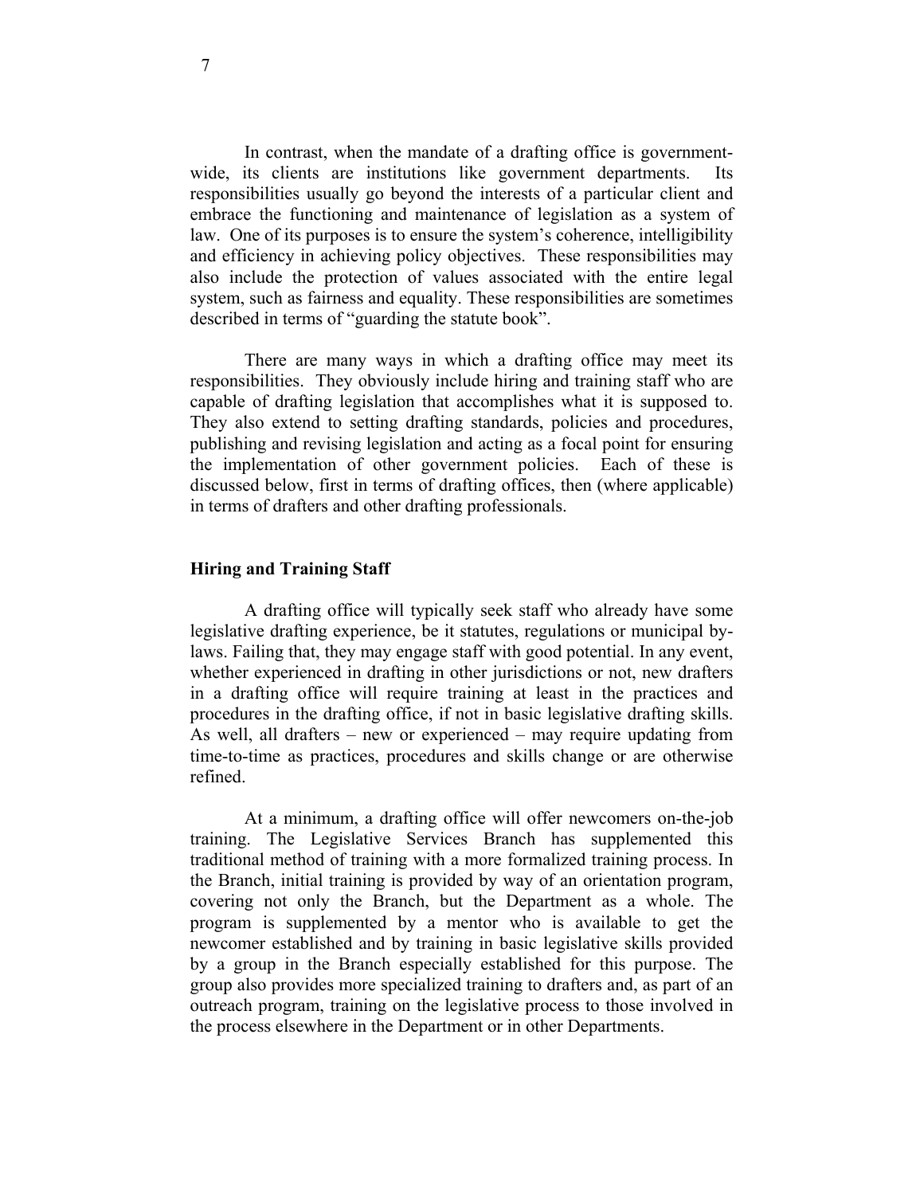In contrast, when the mandate of a drafting office is government-wide, its clients are institutions like government departments. Its responsibilities usually go beyond the interests of a particular client and embrace the functioning and maintenance of legislation as a system of law. One of its purposes is to ensure the system's coherence, intelligibility and efficiency in achieving policy objectives. These responsibilities may also include the protection of values associated with the entire legal system, such as fairness and equality. These responsibilities are sometimes described in terms of "guarding the statute book".

There are many ways in which a drafting office may meet its responsibilities. They obviously include hiring and training staff who are capable of drafting legislation that accomplishes what it is supposed to. They also extend to setting drafting standards, policies and procedures, publishing and revising legislation and acting as a focal point for ensuring the implementation of other government policies. Each of these is discussed below, first in terms of drafting offices, then (where applicable) in terms of drafters and other drafting professionals.

## Hiring and Training Staff

A drafting office will typically seek staff who already have some legislative drafting experience, be it statutes, regulations or municipal by-laws. Failing that, they may engage staff with good potential. In any event, whether experienced in drafting in other jurisdictions or not, new drafters in a drafting office will require training at least in the practices and procedures in the drafting office, if not in basic legislative drafting skills. As well, all drafters – new or experienced – may require updating from time-to-time as practices, procedures and skills change or are otherwise refined.

At a minimum, a drafting office will offer newcomers on-the-job training. The Legislative Services Branch has supplemented this traditional method of training with a more formalized training process. In the Branch, initial training is provided by way of an orientation program, covering not only the Branch, but the Department as a whole. The program is supplemented by a mentor who is available to get the newcomer established and by training in basic legislative skills provided by a group in the Branch especially established for this purpose. The group also provides more specialized training to drafters and, as part of an outreach program, training on the legislative process to those involved in the process elsewhere in the Department or in other Departments.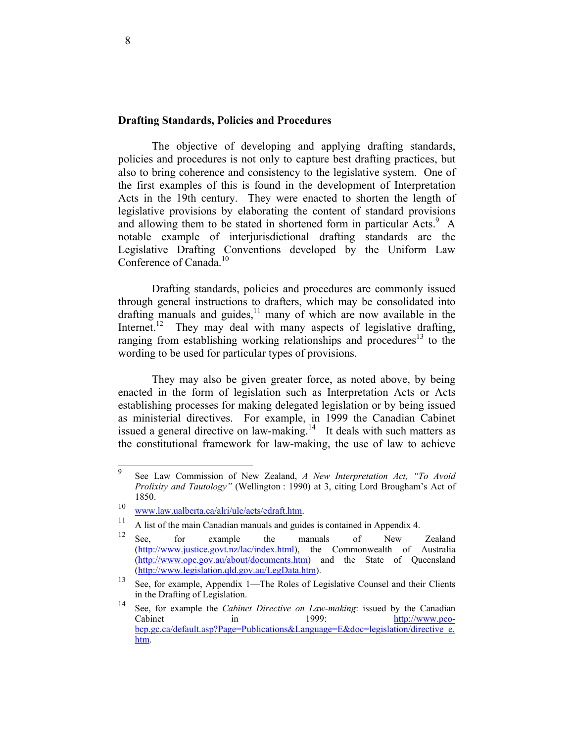## Drafting Standards, Policies and Procedures

The objective of developing and applying drafting standards, policies and procedures is not only to capture best drafting practices, but also to bring coherence and consistency to the legislative system. One of the first examples of this is found in the development of Interpretation Acts in the 19th century. They were enacted to shorten the length of legislative provisions by elaborating the content of standard provisions and allowing them to be stated in shortened form in particular Acts.[9] A notable example of interjurisdictional drafting standards are the Legislative Drafting Conventions developed by the Uniform Law Conference of Canada.[10]

Drafting standards, policies and procedures are commonly issued through general instructions to drafters, which may be consolidated into drafting manuals and guides,[11] many of which are now available in the Internet.[12] They may deal with many aspects of legislative drafting, ranging from establishing working relationships and procedures[13] to the wording to be used for particular types of provisions.

They may also be given greater force, as noted above, by being enacted in the form of legislation such as Interpretation Acts or Acts establishing processes for making delegated legislation or by being issued as ministerial directives. For example, in 1999 the Canadian Cabinet issued a general directive on law-making.[14] It deals with such matters as the constitutional framework for law-making, the use of law to achieve

---

[9] See Law Commission of New Zealand, *A New Interpretation Act, "To Avoid Prolixity and Tautology"* (Wellington : 1990) at 3, citing Lord Brougham's Act of 1850.

[10] www.law.ualberta.ca/alri/ulc/acts/edraft.htm.

[11] A list of the main Canadian manuals and guides is contained in Appendix 4.

[12] See, for example the manuals of New Zealand (http://www.justice.govt.nz/lac/index.html), the Commonwealth of Australia (http://www.opc.gov.au/about/documents.htm) and the State of Queensland (http://www.legislation.qld.gov.au/LegData.htm).

[13] See, for example, Appendix 1—The Roles of Legislative Counsel and their Clients in the Drafting of Legislation.

[14] See, for example the *Cabinet Directive on Law-making*: issued by the Canadian Cabinet in 1999: http://www.pco-bcp.gc.ca/default.asp?Page=Publications&Language=E&doc=legislation/directive_e.htm.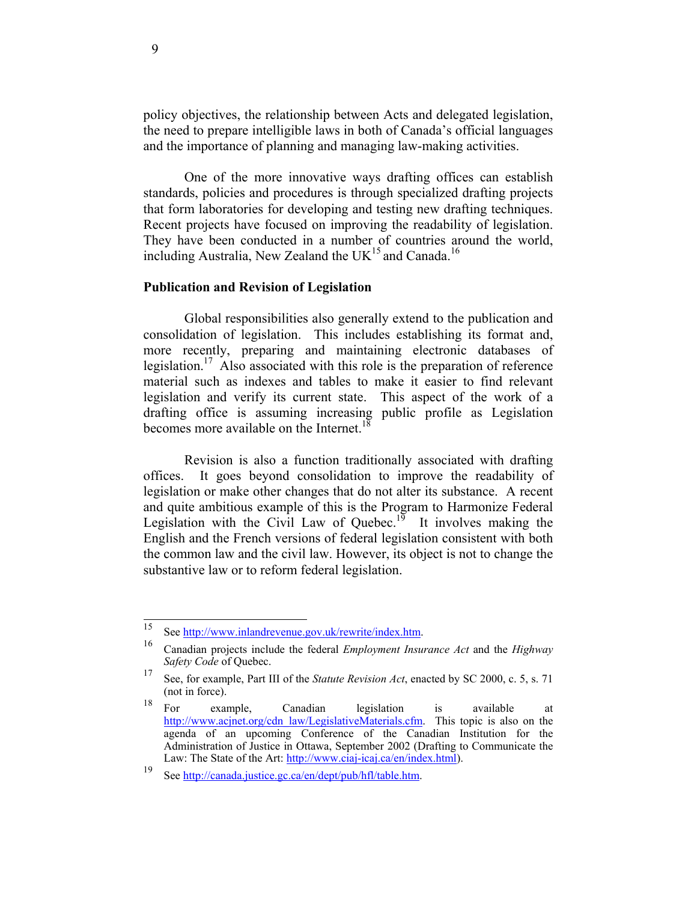policy objectives, the relationship between Acts and delegated legislation, the need to prepare intelligible laws in both of Canada's official languages and the importance of planning and managing law-making activities.

One of the more innovative ways drafting offices can establish standards, policies and procedures is through specialized drafting projects that form laboratories for developing and testing new drafting techniques. Recent projects have focused on improving the readability of legislation. They have been conducted in a number of countries around the world, including Australia, New Zealand the UK[15] and Canada.[16]

### Publication and Revision of Legislation

Global responsibilities also generally extend to the publication and consolidation of legislation. This includes establishing its format and, more recently, preparing and maintaining electronic databases of legislation.[17] Also associated with this role is the preparation of reference material such as indexes and tables to make it easier to find relevant legislation and verify its current state. This aspect of the work of a drafting office is assuming increasing public profile as Legislation becomes more available on the Internet.[18]

Revision is also a function traditionally associated with drafting offices. It goes beyond consolidation to improve the readability of legislation or make other changes that do not alter its substance. A recent and quite ambitious example of this is the Program to Harmonize Federal Legislation with the Civil Law of Quebec.[19] It involves making the English and the French versions of federal legislation consistent with both the common law and the civil law. However, its object is not to change the substantive law or to reform federal legislation.

---

[15] See http://www.inlandrevenue.gov.uk/rewrite/index.htm.

[16] Canadian projects include the federal *Employment Insurance Act* and the *Highway Safety Code* of Quebec.

[17] See, for example, Part III of the *Statute Revision Act*, enacted by SC 2000, c. 5, s. 71 (not in force).

[18] For example, Canadian legislation is available at http://www.acjnet.org/cdn_law/LegislativeMaterials.cfm. This topic is also on the agenda of an upcoming Conference of the Canadian Institution for the Administration of Justice in Ottawa, September 2002 (Drafting to Communicate the Law: The State of the Art: http://www.ciaj-icaj.ca/en/index.html).

[19] See http://canada.justice.gc.ca/en/dept/pub/hfl/table.htm.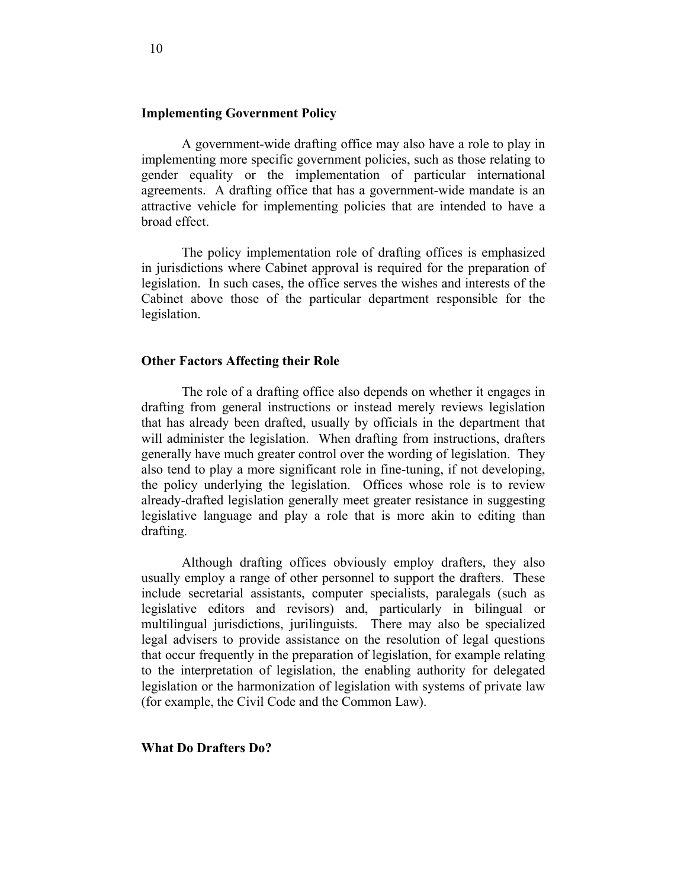### Implementing Government Policy

A government-wide drafting office may also have a role to play in implementing more specific government policies, such as those relating to gender equality or the implementation of particular international agreements. A drafting office that has a government-wide mandate is an attractive vehicle for implementing policies that are intended to have a broad effect.

The policy implementation role of drafting offices is emphasized in jurisdictions where Cabinet approval is required for the preparation of legislation. In such cases, the office serves the wishes and interests of the Cabinet above those of the particular department responsible for the legislation.

### Other Factors Affecting their Role

The role of a drafting office also depends on whether it engages in drafting from general instructions or instead merely reviews legislation that has already been drafted, usually by officials in the department that will administer the legislation. When drafting from instructions, drafters generally have much greater control over the wording of legislation. They also tend to play a more significant role in fine-tuning, if not developing, the policy underlying the legislation. Offices whose role is to review already-drafted legislation generally meet greater resistance in suggesting legislative language and play a role that is more akin to editing than drafting.

Although drafting offices obviously employ drafters, they also usually employ a range of other personnel to support the drafters. These include secretarial assistants, computer specialists, paralegals (such as legislative editors and revisors) and, particularly in bilingual or multilingual jurisdictions, jurilinguists. There may also be specialized legal advisers to provide assistance on the resolution of legal questions that occur frequently in the preparation of legislation, for example relating to the interpretation of legislation, the enabling authority for delegated legislation or the harmonization of legislation with systems of private law (for example, the Civil Code and the Common Law).

### What Do Drafters Do?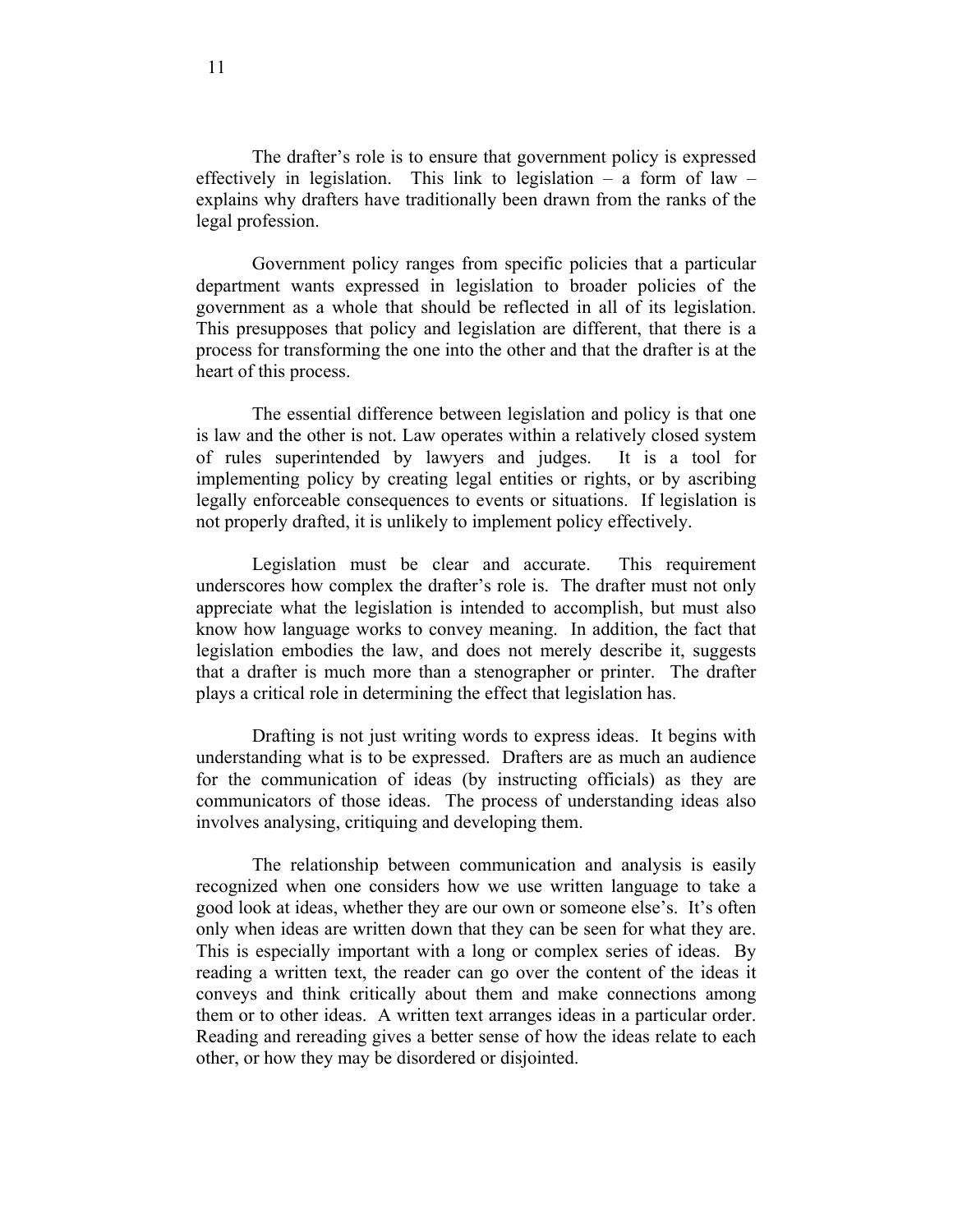The drafter's role is to ensure that government policy is expressed effectively in legislation. This link to legislation – a form of law – explains why drafters have traditionally been drawn from the ranks of the legal profession.

Government policy ranges from specific policies that a particular department wants expressed in legislation to broader policies of the government as a whole that should be reflected in all of its legislation. This presupposes that policy and legislation are different, that there is a process for transforming the one into the other and that the drafter is at the heart of this process.

The essential difference between legislation and policy is that one is law and the other is not. Law operates within a relatively closed system of rules superintended by lawyers and judges. It is a tool for implementing policy by creating legal entities or rights, or by ascribing legally enforceable consequences to events or situations. If legislation is not properly drafted, it is unlikely to implement policy effectively.

Legislation must be clear and accurate. This requirement underscores how complex the drafter's role is. The drafter must not only appreciate what the legislation is intended to accomplish, but must also know how language works to convey meaning. In addition, the fact that legislation embodies the law, and does not merely describe it, suggests that a drafter is much more than a stenographer or printer. The drafter plays a critical role in determining the effect that legislation has.

Drafting is not just writing words to express ideas. It begins with understanding what is to be expressed. Drafters are as much an audience for the communication of ideas (by instructing officials) as they are communicators of those ideas. The process of understanding ideas also involves analysing, critiquing and developing them.

The relationship between communication and analysis is easily recognized when one considers how we use written language to take a good look at ideas, whether they are our own or someone else's. It's often only when ideas are written down that they can be seen for what they are. This is especially important with a long or complex series of ideas. By reading a written text, the reader can go over the content of the ideas it conveys and think critically about them and make connections among them or to other ideas. A written text arranges ideas in a particular order. Reading and rereading gives a better sense of how the ideas relate to each other, or how they may be disordered or disjointed.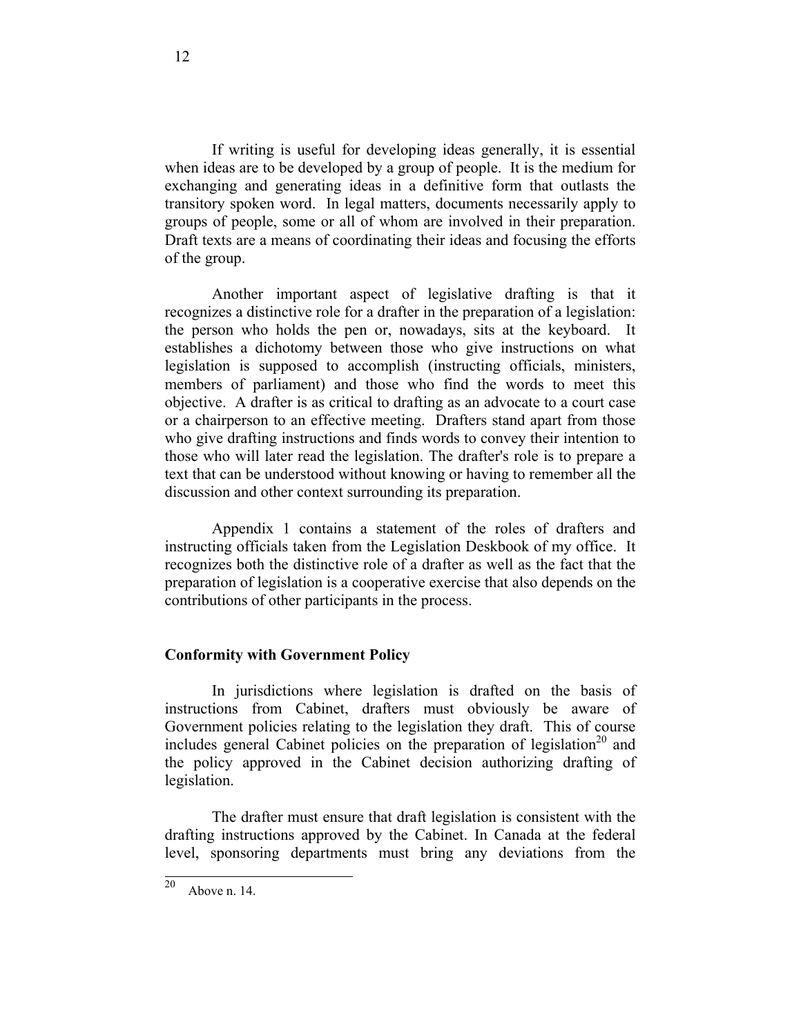If writing is useful for developing ideas generally, it is essential when ideas are to be developed by a group of people. It is the medium for exchanging and generating ideas in a definitive form that outlasts the transitory spoken word. In legal matters, documents necessarily apply to groups of people, some or all of whom are involved in their preparation. Draft texts are a means of coordinating their ideas and focusing the efforts of the group.

Another important aspect of legislative drafting is that it recognizes a distinctive role for a drafter in the preparation of a legislation: the person who holds the pen or, nowadays, sits at the keyboard. It establishes a dichotomy between those who give instructions on what legislation is supposed to accomplish (instructing officials, ministers, members of parliament) and those who find the words to meet this objective. A drafter is as critical to drafting as an advocate to a court case or a chairperson to an effective meeting. Drafters stand apart from those who give drafting instructions and finds words to convey their intention to those who will later read the legislation. The drafter's role is to prepare a text that can be understood without knowing or having to remember all the discussion and other context surrounding its preparation.

Appendix 1 contains a statement of the roles of drafters and instructing officials taken from the Legislation Deskbook of my office. It recognizes both the distinctive role of a drafter as well as the fact that the preparation of legislation is a cooperative exercise that also depends on the contributions of other participants in the process.

## Conformity with Government Policy

In jurisdictions where legislation is drafted on the basis of instructions from Cabinet, drafters must obviously be aware of Government policies relating to the legislation they draft. This of course includes general Cabinet policies on the preparation of legislation[20] and the policy approved in the Cabinet decision authorizing drafting of legislation.

The drafter must ensure that draft legislation is consistent with the drafting instructions approved by the Cabinet. In Canada at the federal level, sponsoring departments must bring any deviations from the

[20] Above n. 14.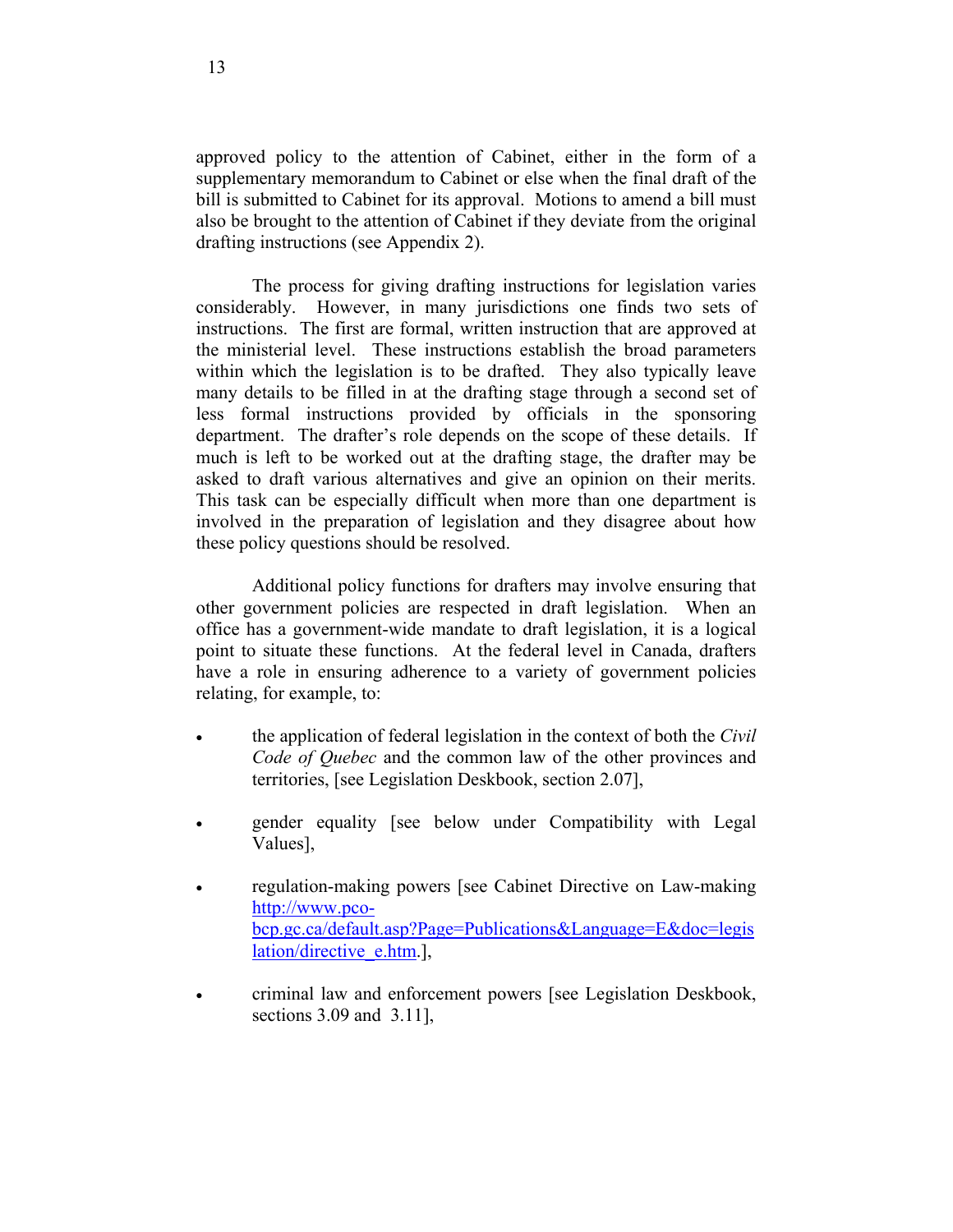approved policy to the attention of Cabinet, either in the form of a supplementary memorandum to Cabinet or else when the final draft of the bill is submitted to Cabinet for its approval. Motions to amend a bill must also be brought to the attention of Cabinet if they deviate from the original drafting instructions (see Appendix 2).

The process for giving drafting instructions for legislation varies considerably. However, in many jurisdictions one finds two sets of instructions. The first are formal, written instruction that are approved at the ministerial level. These instructions establish the broad parameters within which the legislation is to be drafted. They also typically leave many details to be filled in at the drafting stage through a second set of less formal instructions provided by officials in the sponsoring department. The drafter's role depends on the scope of these details. If much is left to be worked out at the drafting stage, the drafter may be asked to draft various alternatives and give an opinion on their merits. This task can be especially difficult when more than one department is involved in the preparation of legislation and they disagree about how these policy questions should be resolved.

Additional policy functions for drafters may involve ensuring that other government policies are respected in draft legislation. When an office has a government-wide mandate to draft legislation, it is a logical point to situate these functions. At the federal level in Canada, drafters have a role in ensuring adherence to a variety of government policies relating, for example, to:

- the application of federal legislation in the context of both the *Civil Code of Quebec* and the common law of the other provinces and territories, [see Legislation Deskbook, section 2.07],
- gender equality [see below under Compatibility with Legal Values],
- regulation-making powers [see Cabinet Directive on Law-making http://www.pco-bcp.gc.ca/default.asp?Page=Publications&Language=E&doc=legislation/directive_e.htm.],
- criminal law and enforcement powers [see Legislation Deskbook, sections 3.09 and 3.11],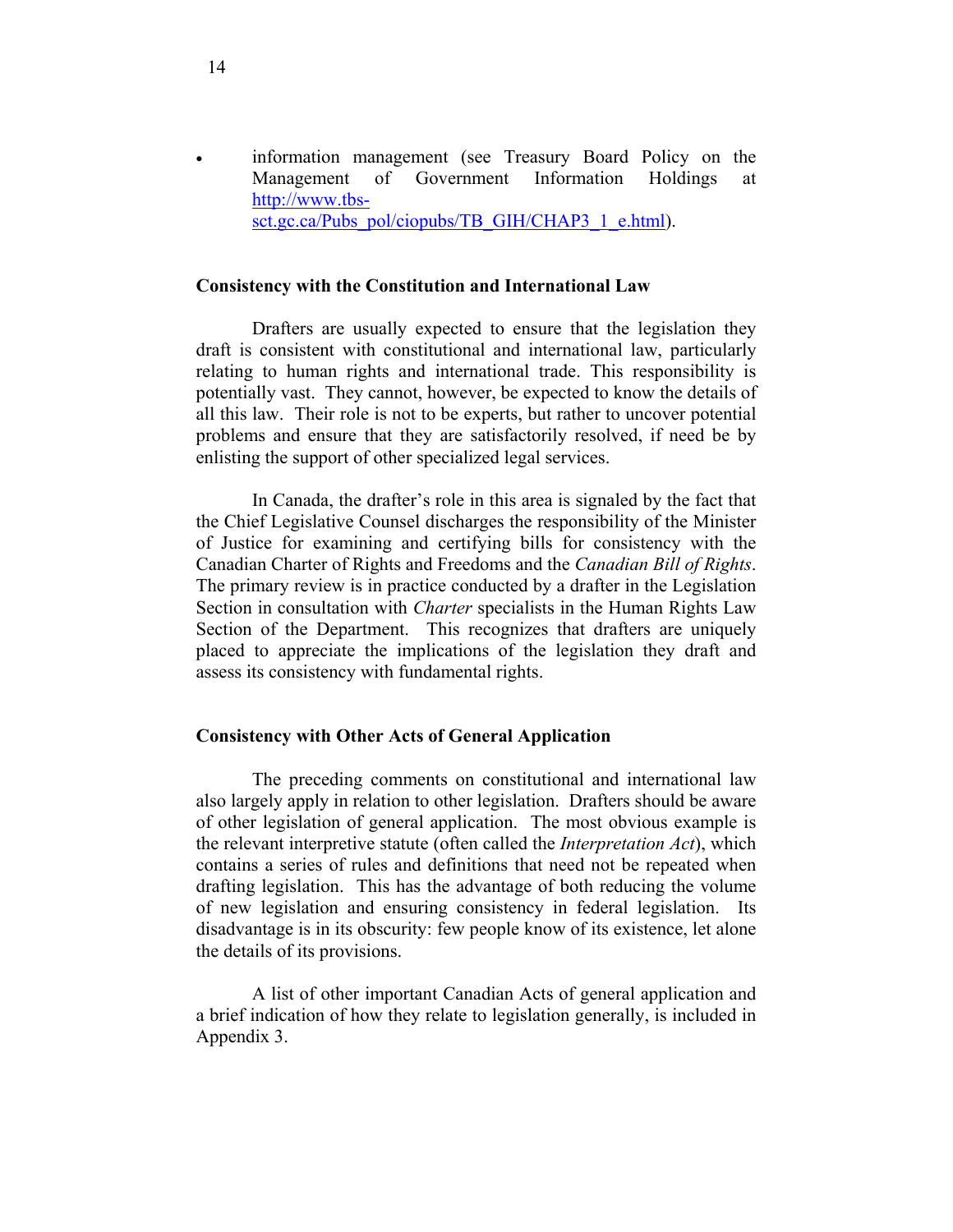- information management (see Treasury Board Policy on the Management of Government Information Holdings at [http://www.tbs-sct.gc.ca/Pubs_pol/ciopubs/TB_GIH/CHAP3_1_e.html](http://www.tbs-sct.gc.ca/Pubs_pol/ciopubs/TB_GIH/CHAP3_1_e.html)).

### Consistency with the Constitution and International Law

Drafters are usually expected to ensure that the legislation they draft is consistent with constitutional and international law, particularly relating to human rights and international trade. This responsibility is potentially vast. They cannot, however, be expected to know the details of all this law. Their role is not to be experts, but rather to uncover potential problems and ensure that they are satisfactorily resolved, if need be by enlisting the support of other specialized legal services.

In Canada, the drafter's role in this area is signaled by the fact that the Chief Legislative Counsel discharges the responsibility of the Minister of Justice for examining and certifying bills for consistency with the Canadian Charter of Rights and Freedoms and the *Canadian Bill of Rights*. The primary review is in practice conducted by a drafter in the Legislation Section in consultation with *Charter* specialists in the Human Rights Law Section of the Department. This recognizes that drafters are uniquely placed to appreciate the implications of the legislation they draft and assess its consistency with fundamental rights.

### Consistency with Other Acts of General Application

The preceding comments on constitutional and international law also largely apply in relation to other legislation. Drafters should be aware of other legislation of general application. The most obvious example is the relevant interpretive statute (often called the *Interpretation Act*), which contains a series of rules and definitions that need not be repeated when drafting legislation. This has the advantage of both reducing the volume of new legislation and ensuring consistency in federal legislation. Its disadvantage is in its obscurity: few people know of its existence, let alone the details of its provisions.

A list of other important Canadian Acts of general application and a brief indication of how they relate to legislation generally, is included in Appendix 3.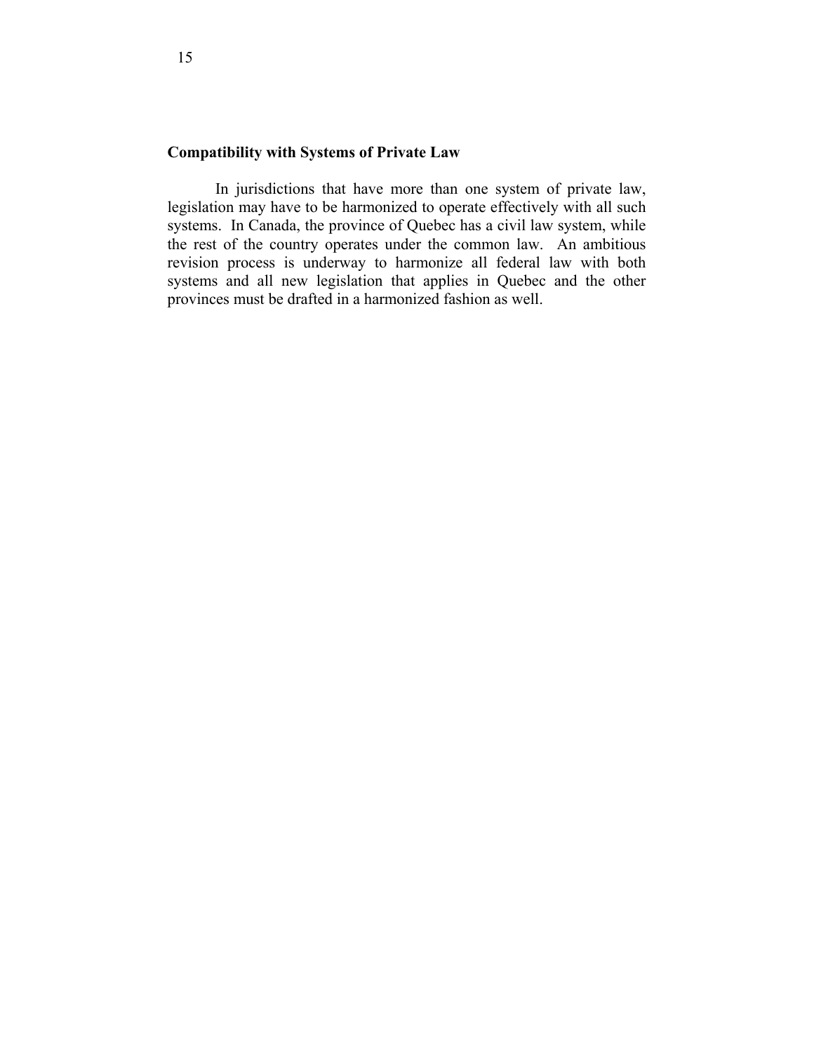## Compatibility with Systems of Private Law

In jurisdictions that have more than one system of private law, legislation may have to be harmonized to operate effectively with all such systems. In Canada, the province of Quebec has a civil law system, while the rest of the country operates under the common law. An ambitious revision process is underway to harmonize all federal law with both systems and all new legislation that applies in Quebec and the other provinces must be drafted in a harmonized fashion as well.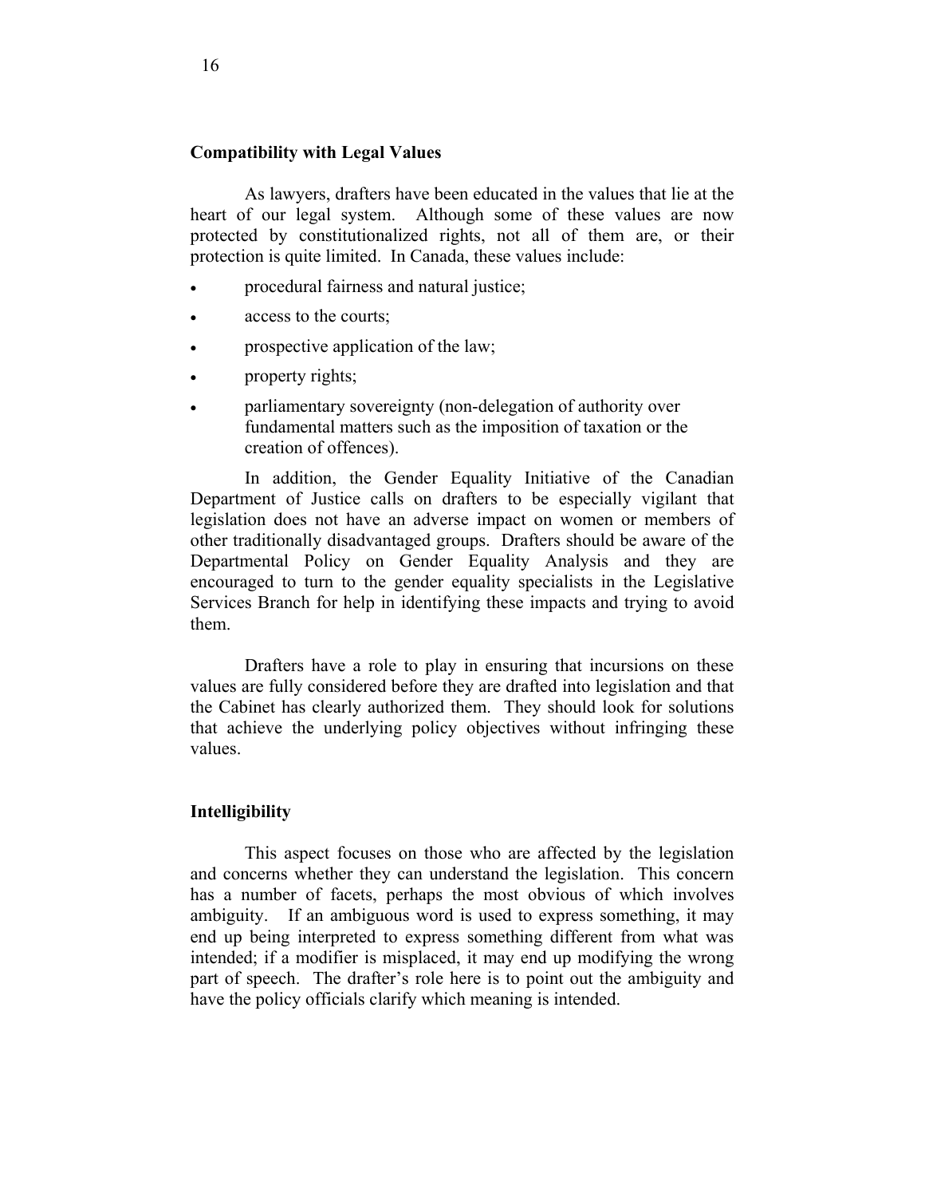## Compatibility with Legal Values

As lawyers, drafters have been educated in the values that lie at the heart of our legal system. Although some of these values are now protected by constitutionalized rights, not all of them are, or their protection is quite limited. In Canada, these values include:

- procedural fairness and natural justice;
- access to the courts;
- prospective application of the law;
- property rights;
- parliamentary sovereignty (non-delegation of authority over fundamental matters such as the imposition of taxation or the creation of offences).

In addition, the Gender Equality Initiative of the Canadian Department of Justice calls on drafters to be especially vigilant that legislation does not have an adverse impact on women or members of other traditionally disadvantaged groups. Drafters should be aware of the Departmental Policy on Gender Equality Analysis and they are encouraged to turn to the gender equality specialists in the Legislative Services Branch for help in identifying these impacts and trying to avoid them.

Drafters have a role to play in ensuring that incursions on these values are fully considered before they are drafted into legislation and that the Cabinet has clearly authorized them. They should look for solutions that achieve the underlying policy objectives without infringing these values.

## Intelligibility

This aspect focuses on those who are affected by the legislation and concerns whether they can understand the legislation. This concern has a number of facets, perhaps the most obvious of which involves ambiguity. If an ambiguous word is used to express something, it may end up being interpreted to express something different from what was intended; if a modifier is misplaced, it may end up modifying the wrong part of speech. The drafter's role here is to point out the ambiguity and have the policy officials clarify which meaning is intended.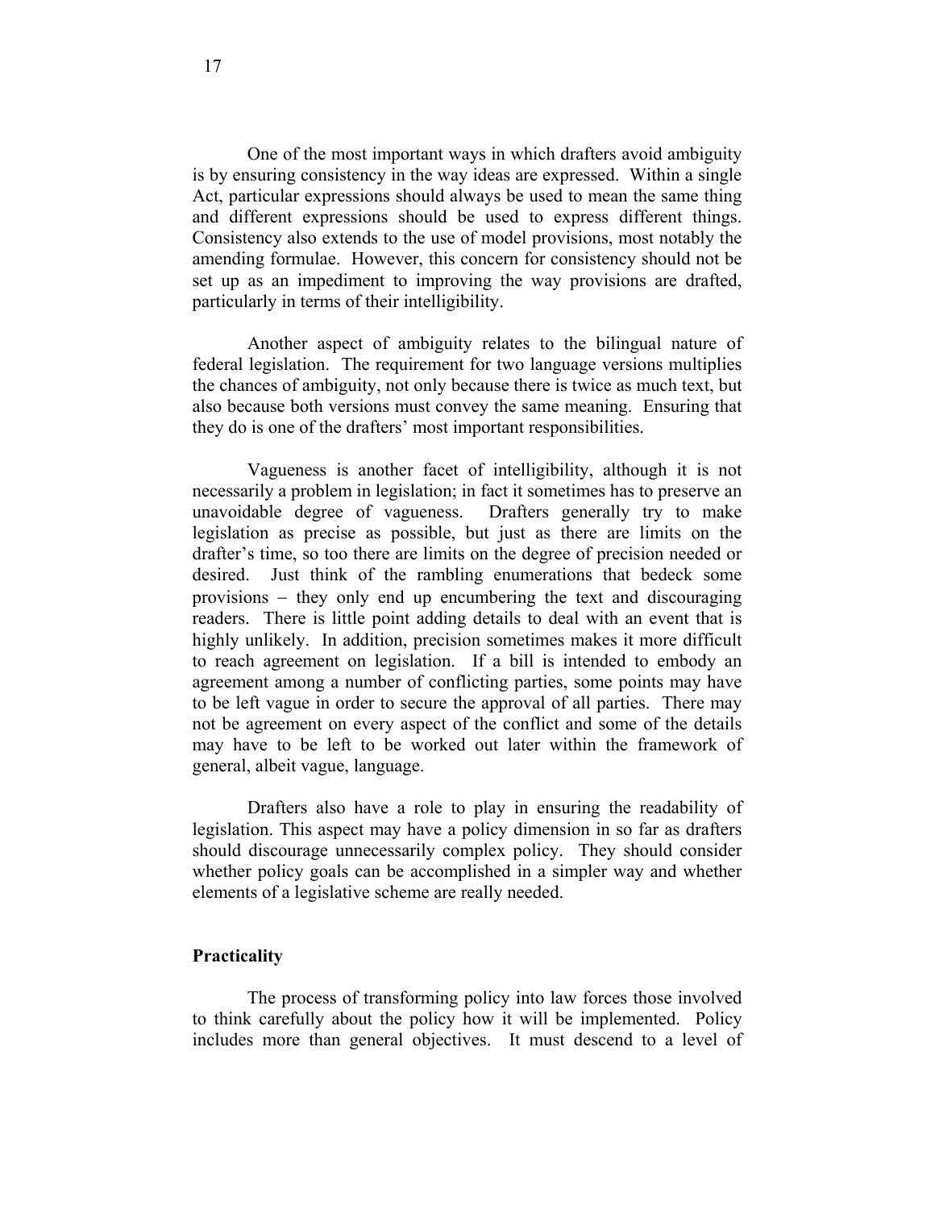One of the most important ways in which drafters avoid ambiguity is by ensuring consistency in the way ideas are expressed. Within a single Act, particular expressions should always be used to mean the same thing and different expressions should be used to express different things. Consistency also extends to the use of model provisions, most notably the amending formulae. However, this concern for consistency should not be set up as an impediment to improving the way provisions are drafted, particularly in terms of their intelligibility.

Another aspect of ambiguity relates to the bilingual nature of federal legislation. The requirement for two language versions multiplies the chances of ambiguity, not only because there is twice as much text, but also because both versions must convey the same meaning. Ensuring that they do is one of the drafters' most important responsibilities.

Vagueness is another facet of intelligibility, although it is not necessarily a problem in legislation; in fact it sometimes has to preserve an unavoidable degree of vagueness. Drafters generally try to make legislation as precise as possible, but just as there are limits on the drafter's time, so too there are limits on the degree of precision needed or desired. Just think of the rambling enumerations that bedeck some provisions − they only end up encumbering the text and discouraging readers. There is little point adding details to deal with an event that is highly unlikely. In addition, precision sometimes makes it more difficult to reach agreement on legislation. If a bill is intended to embody an agreement among a number of conflicting parties, some points may have to be left vague in order to secure the approval of all parties. There may not be agreement on every aspect of the conflict and some of the details may have to be left to be worked out later within the framework of general, albeit vague, language.

Drafters also have a role to play in ensuring the readability of legislation. This aspect may have a policy dimension in so far as drafters should discourage unnecessarily complex policy. They should consider whether policy goals can be accomplished in a simpler way and whether elements of a legislative scheme are really needed.

**Practicality**

The process of transforming policy into law forces those involved to think carefully about the policy how it will be implemented. Policy includes more than general objectives. It must descend to a level of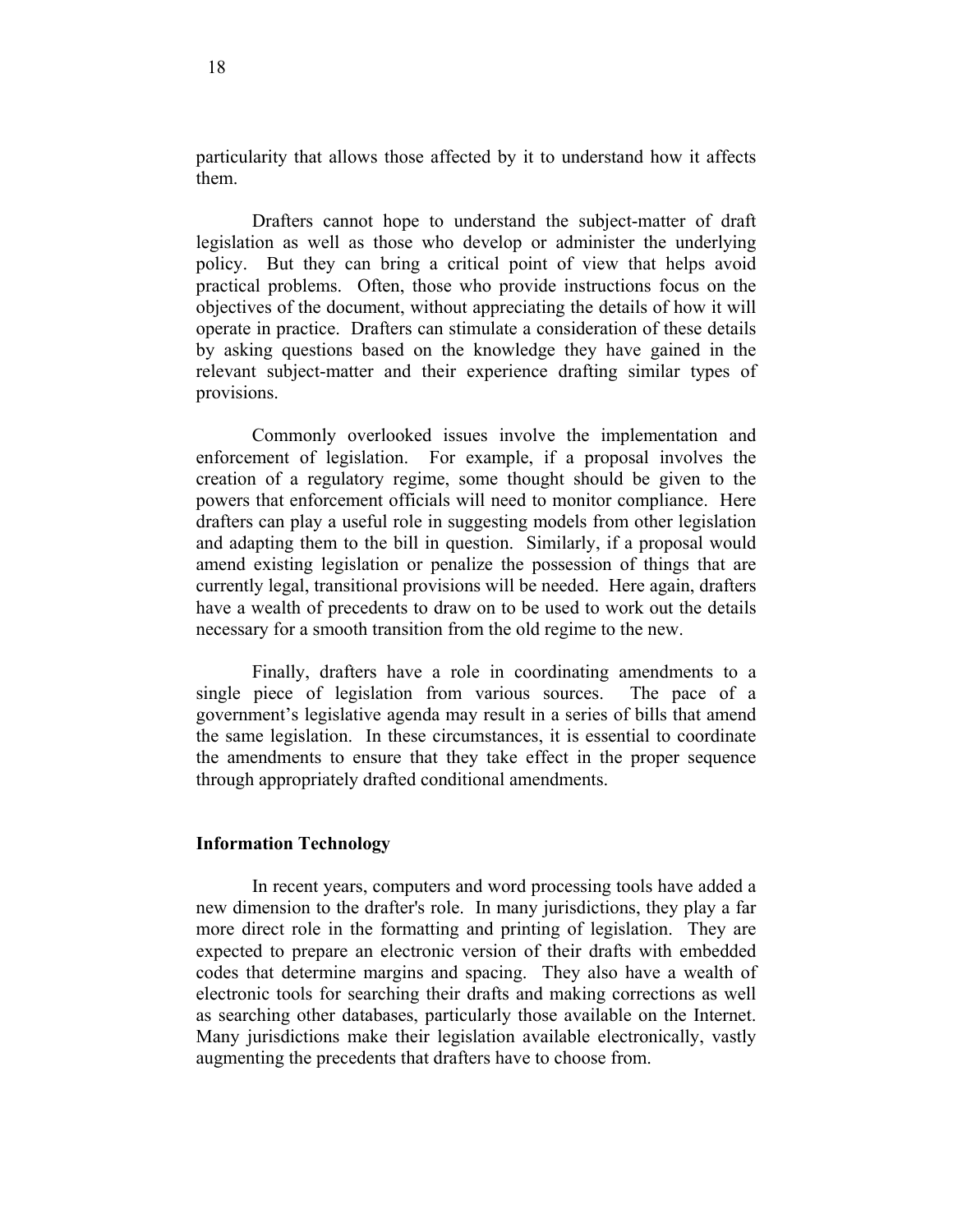particularity that allows those affected by it to understand how it affects them.

Drafters cannot hope to understand the subject-matter of draft legislation as well as those who develop or administer the underlying policy. But they can bring a critical point of view that helps avoid practical problems. Often, those who provide instructions focus on the objectives of the document, without appreciating the details of how it will operate in practice. Drafters can stimulate a consideration of these details by asking questions based on the knowledge they have gained in the relevant subject-matter and their experience drafting similar types of provisions.

Commonly overlooked issues involve the implementation and enforcement of legislation. For example, if a proposal involves the creation of a regulatory regime, some thought should be given to the powers that enforcement officials will need to monitor compliance. Here drafters can play a useful role in suggesting models from other legislation and adapting them to the bill in question. Similarly, if a proposal would amend existing legislation or penalize the possession of things that are currently legal, transitional provisions will be needed. Here again, drafters have a wealth of precedents to draw on to be used to work out the details necessary for a smooth transition from the old regime to the new.

Finally, drafters have a role in coordinating amendments to a single piece of legislation from various sources. The pace of a government's legislative agenda may result in a series of bills that amend the same legislation. In these circumstances, it is essential to coordinate the amendments to ensure that they take effect in the proper sequence through appropriately drafted conditional amendments.

**Information Technology**

In recent years, computers and word processing tools have added a new dimension to the drafter's role. In many jurisdictions, they play a far more direct role in the formatting and printing of legislation. They are expected to prepare an electronic version of their drafts with embedded codes that determine margins and spacing. They also have a wealth of electronic tools for searching their drafts and making corrections as well as searching other databases, particularly those available on the Internet. Many jurisdictions make their legislation available electronically, vastly augmenting the precedents that drafters have to choose from.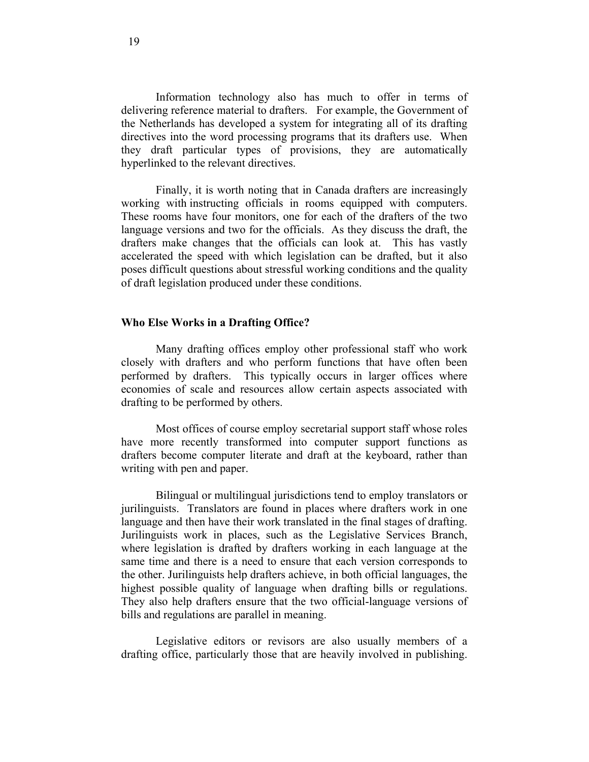Information technology also has much to offer in terms of delivering reference material to drafters. For example, the Government of the Netherlands has developed a system for integrating all of its drafting directives into the word processing programs that its drafters use. When they draft particular types of provisions, they are automatically hyperlinked to the relevant directives.

Finally, it is worth noting that in Canada drafters are increasingly working with instructing officials in rooms equipped with computers. These rooms have four monitors, one for each of the drafters of the two language versions and two for the officials. As they discuss the draft, the drafters make changes that the officials can look at. This has vastly accelerated the speed with which legislation can be drafted, but it also poses difficult questions about stressful working conditions and the quality of draft legislation produced under these conditions.

**Who Else Works in a Drafting Office?**

Many drafting offices employ other professional staff who work closely with drafters and who perform functions that have often been performed by drafters. This typically occurs in larger offices where economies of scale and resources allow certain aspects associated with drafting to be performed by others.

Most offices of course employ secretarial support staff whose roles have more recently transformed into computer support functions as drafters become computer literate and draft at the keyboard, rather than writing with pen and paper.

Bilingual or multilingual jurisdictions tend to employ translators or jurilinguists. Translators are found in places where drafters work in one language and then have their work translated in the final stages of drafting. Jurilinguists work in places, such as the Legislative Services Branch, where legislation is drafted by drafters working in each language at the same time and there is a need to ensure that each version corresponds to the other. Jurilinguists help drafters achieve, in both official languages, the highest possible quality of language when drafting bills or regulations. They also help drafters ensure that the two official-language versions of bills and regulations are parallel in meaning.

Legislative editors or revisors are also usually members of a drafting office, particularly those that are heavily involved in publishing.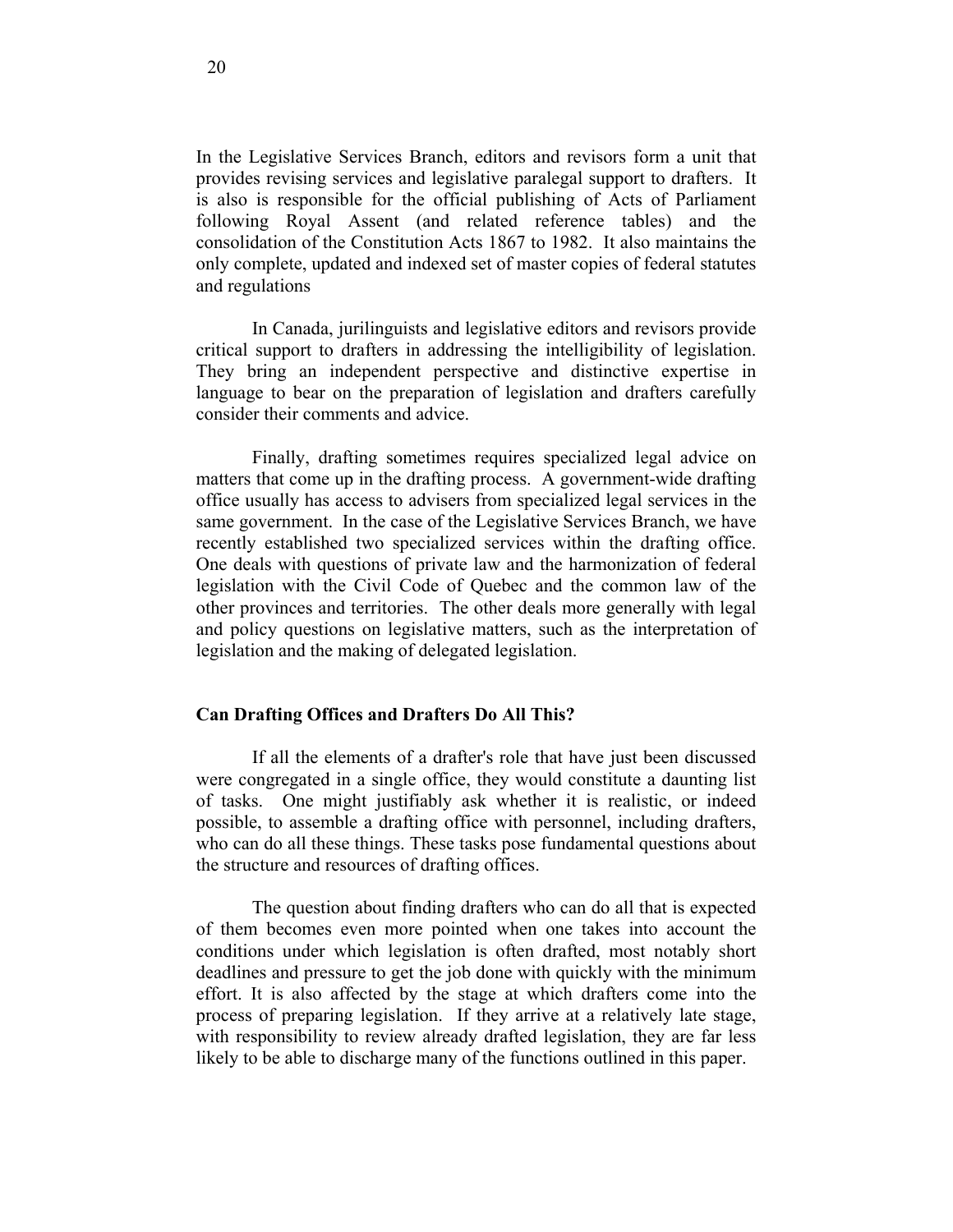In the Legislative Services Branch, editors and revisors form a unit that provides revising services and legislative paralegal support to drafters. It is also is responsible for the official publishing of Acts of Parliament following Royal Assent (and related reference tables) and the consolidation of the Constitution Acts 1867 to 1982. It also maintains the only complete, updated and indexed set of master copies of federal statutes and regulations

In Canada, jurilinguists and legislative editors and revisors provide critical support to drafters in addressing the intelligibility of legislation. They bring an independent perspective and distinctive expertise in language to bear on the preparation of legislation and drafters carefully consider their comments and advice.

Finally, drafting sometimes requires specialized legal advice on matters that come up in the drafting process. A government-wide drafting office usually has access to advisers from specialized legal services in the same government. In the case of the Legislative Services Branch, we have recently established two specialized services within the drafting office. One deals with questions of private law and the harmonization of federal legislation with the Civil Code of Quebec and the common law of the other provinces and territories. The other deals more generally with legal and policy questions on legislative matters, such as the interpretation of legislation and the making of delegated legislation.

**Can Drafting Offices and Drafters Do All This?**

If all the elements of a drafter's role that have just been discussed were congregated in a single office, they would constitute a daunting list of tasks. One might justifiably ask whether it is realistic, or indeed possible, to assemble a drafting office with personnel, including drafters, who can do all these things. These tasks pose fundamental questions about the structure and resources of drafting offices.

The question about finding drafters who can do all that is expected of them becomes even more pointed when one takes into account the conditions under which legislation is often drafted, most notably short deadlines and pressure to get the job done with quickly with the minimum effort. It is also affected by the stage at which drafters come into the process of preparing legislation. If they arrive at a relatively late stage, with responsibility to review already drafted legislation, they are far less likely to be able to discharge many of the functions outlined in this paper.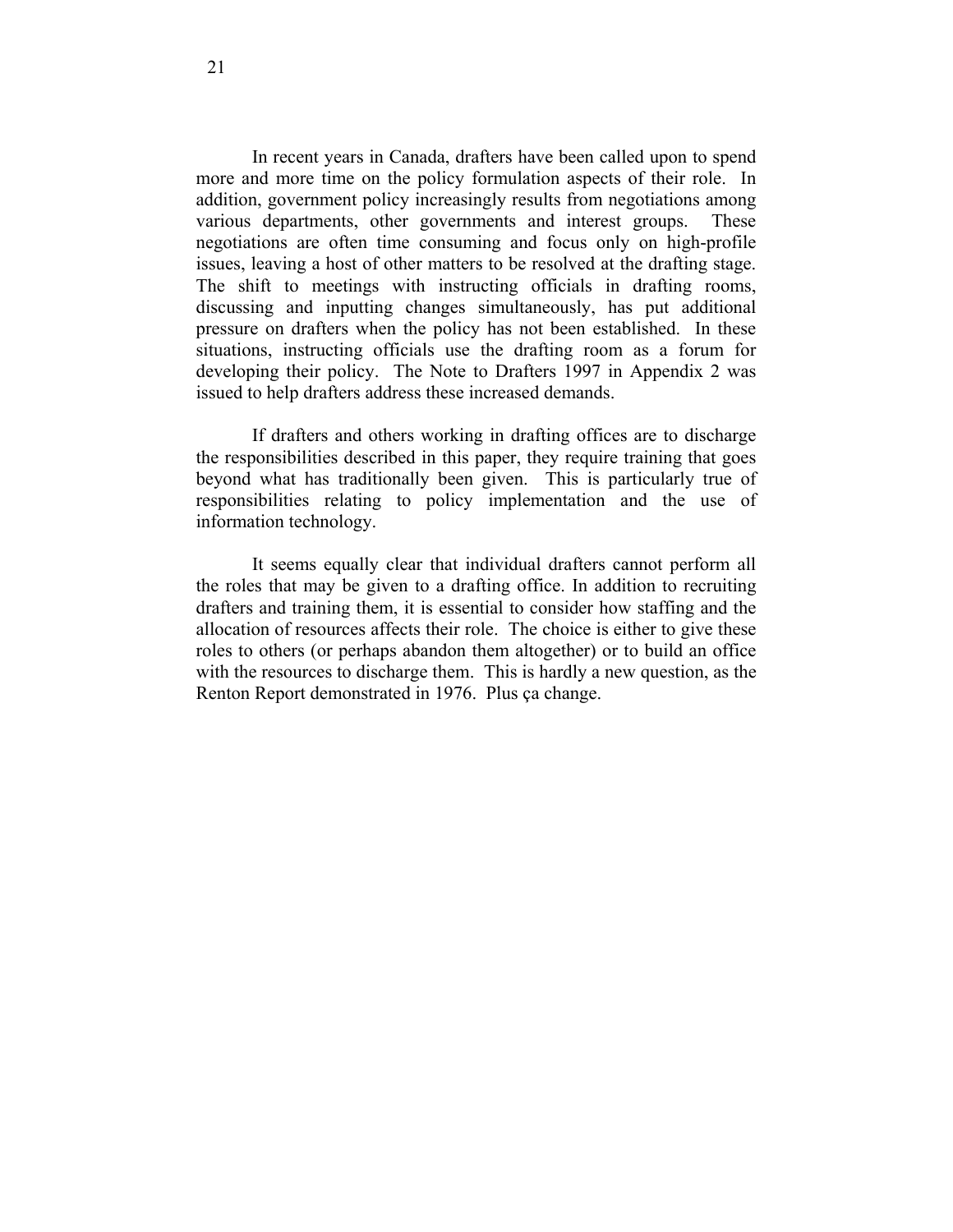In recent years in Canada, drafters have been called upon to spend more and more time on the policy formulation aspects of their role. In addition, government policy increasingly results from negotiations among various departments, other governments and interest groups. These negotiations are often time consuming and focus only on high-profile issues, leaving a host of other matters to be resolved at the drafting stage. The shift to meetings with instructing officials in drafting rooms, discussing and inputting changes simultaneously, has put additional pressure on drafters when the policy has not been established. In these situations, instructing officials use the drafting room as a forum for developing their policy. The Note to Drafters 1997 in Appendix 2 was issued to help drafters address these increased demands.

If drafters and others working in drafting offices are to discharge the responsibilities described in this paper, they require training that goes beyond what has traditionally been given. This is particularly true of responsibilities relating to policy implementation and the use of information technology.

It seems equally clear that individual drafters cannot perform all the roles that may be given to a drafting office. In addition to recruiting drafters and training them, it is essential to consider how staffing and the allocation of resources affects their role. The choice is either to give these roles to others (or perhaps abandon them altogether) or to build an office with the resources to discharge them. This is hardly a new question, as the Renton Report demonstrated in 1976. Plus ça change.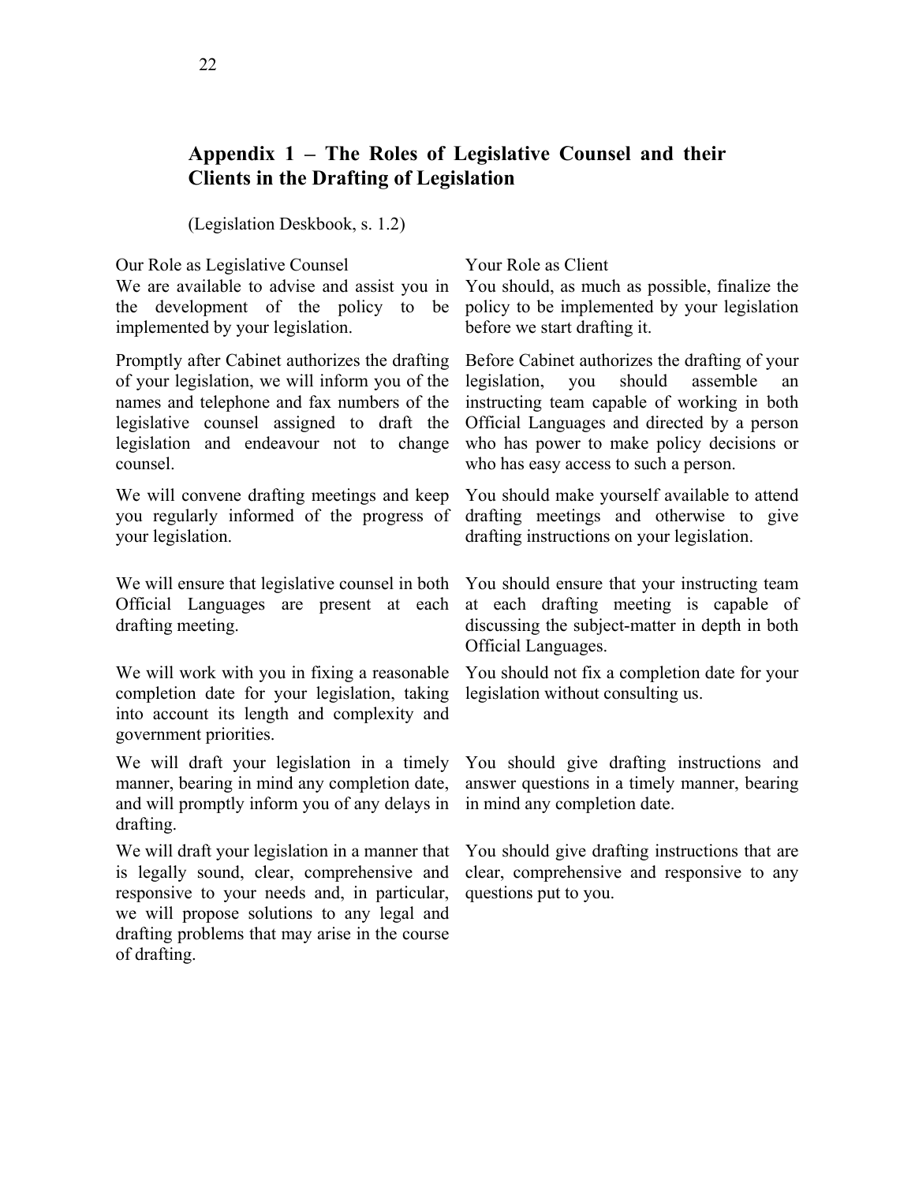## Appendix 1 – The Roles of Legislative Counsel and their Clients in the Drafting of Legislation

(Legislation Deskbook, s. 1.2)

| Our Role as Legislative Counsel | Your Role as Client |
| --- | --- |
| We are available to advise and assist you in the development of the policy to be implemented by your legislation. | You should, as much as possible, finalize the policy to be implemented by your legislation before we start drafting it. |
| Promptly after Cabinet authorizes the drafting of your legislation, we will inform you of the names and telephone and fax numbers of the legislative counsel assigned to draft the legislation and endeavour not to change counsel. | Before Cabinet authorizes the drafting of your legislation, you should assemble an instructing team capable of working in both Official Languages and directed by a person who has power to make policy decisions or who has easy access to such a person. |
| We will convene drafting meetings and keep you regularly informed of the progress of your legislation. | You should make yourself available to attend drafting meetings and otherwise to give drafting instructions on your legislation. |
| We will ensure that legislative counsel in both Official Languages are present at each drafting meeting. | You should ensure that your instructing team at each drafting meeting is capable of discussing the subject-matter in depth in both Official Languages. |
| We will work with you in fixing a reasonable completion date for your legislation, taking into account its length and complexity and government priorities. | You should not fix a completion date for your legislation without consulting us. |
| We will draft your legislation in a timely manner, bearing in mind any completion date, and will promptly inform you of any delays in drafting. | You should give drafting instructions and answer questions in a timely manner, bearing in mind any completion date. |
| We will draft your legislation in a manner that is legally sound, clear, comprehensive and responsive to your needs and, in particular, we will propose solutions to any legal and drafting problems that may arise in the course of drafting. | You should give drafting instructions that are clear, comprehensive and responsive to any questions put to you. |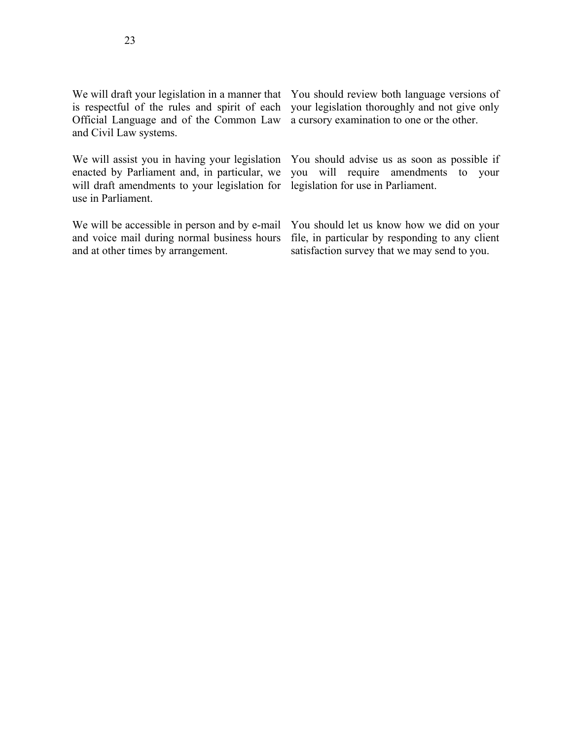| | |
|---|---|
| We will draft your legislation in a manner that is respectful of the rules and spirit of each Official Language and of the Common Law and Civil Law systems. | You should review both language versions of your legislation thoroughly and not give only a cursory examination to one or the other. |
| We will assist you in having your legislation enacted by Parliament and, in particular, we will draft amendments to your legislation for use in Parliament. | You should advise us as soon as possible if you will require amendments to your legislation for use in Parliament. |
| We will be accessible in person and by e-mail and voice mail during normal business hours and at other times by arrangement. | You should let us know how we did on your file, in particular by responding to any client satisfaction survey that we may send to you. |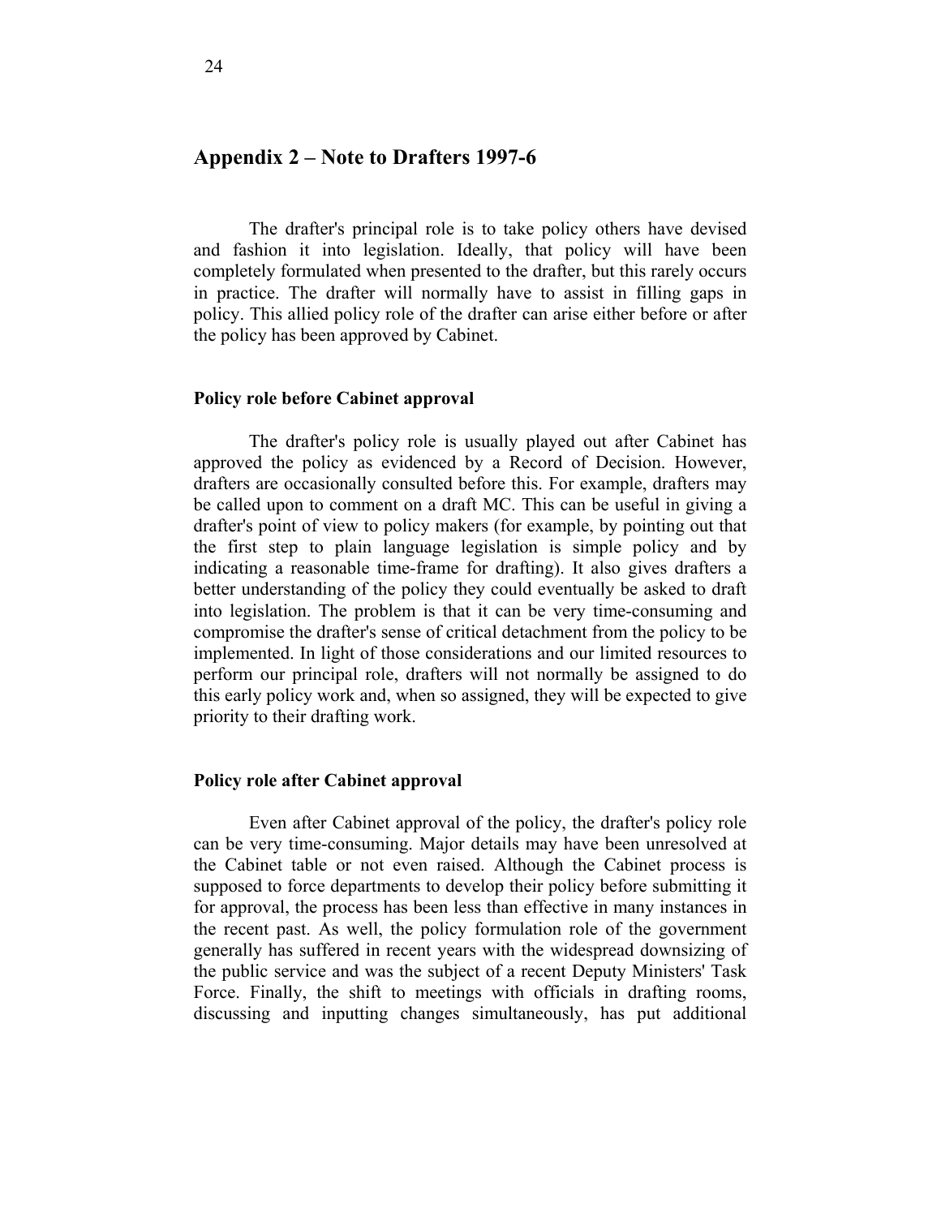## Appendix 2 – Note to Drafters 1997-6

The drafter's principal role is to take policy others have devised and fashion it into legislation. Ideally, that policy will have been completely formulated when presented to the drafter, but this rarely occurs in practice. The drafter will normally have to assist in filling gaps in policy. This allied policy role of the drafter can arise either before or after the policy has been approved by Cabinet.

### Policy role before Cabinet approval

The drafter's policy role is usually played out after Cabinet has approved the policy as evidenced by a Record of Decision. However, drafters are occasionally consulted before this. For example, drafters may be called upon to comment on a draft MC. This can be useful in giving a drafter's point of view to policy makers (for example, by pointing out that the first step to plain language legislation is simple policy and by indicating a reasonable time-frame for drafting). It also gives drafters a better understanding of the policy they could eventually be asked to draft into legislation. The problem is that it can be very time-consuming and compromise the drafter's sense of critical detachment from the policy to be implemented. In light of those considerations and our limited resources to perform our principal role, drafters will not normally be assigned to do this early policy work and, when so assigned, they will be expected to give priority to their drafting work.

### Policy role after Cabinet approval

Even after Cabinet approval of the policy, the drafter's policy role can be very time-consuming. Major details may have been unresolved at the Cabinet table or not even raised. Although the Cabinet process is supposed to force departments to develop their policy before submitting it for approval, the process has been less than effective in many instances in the recent past. As well, the policy formulation role of the government generally has suffered in recent years with the widespread downsizing of the public service and was the subject of a recent Deputy Ministers' Task Force. Finally, the shift to meetings with officials in drafting rooms, discussing and inputting changes simultaneously, has put additional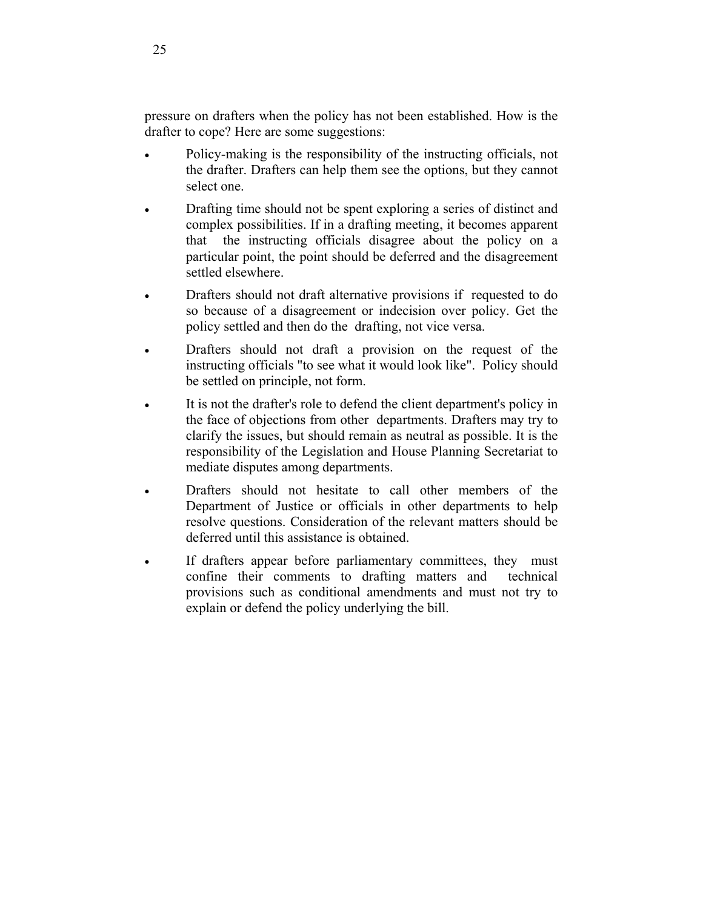pressure on drafters when the policy has not been established. How is the drafter to cope? Here are some suggestions:

- Policy-making is the responsibility of the instructing officials, not the drafter. Drafters can help them see the options, but they cannot select one.
- Drafting time should not be spent exploring a series of distinct and complex possibilities. If in a drafting meeting, it becomes apparent that the instructing officials disagree about the policy on a particular point, the point should be deferred and the disagreement settled elsewhere.
- Drafters should not draft alternative provisions if requested to do so because of a disagreement or indecision over policy. Get the policy settled and then do the drafting, not vice versa.
- Drafters should not draft a provision on the request of the instructing officials "to see what it would look like". Policy should be settled on principle, not form.
- It is not the drafter's role to defend the client department's policy in the face of objections from other departments. Drafters may try to clarify the issues, but should remain as neutral as possible. It is the responsibility of the Legislation and House Planning Secretariat to mediate disputes among departments.
- Drafters should not hesitate to call other members of the Department of Justice or officials in other departments to help resolve questions. Consideration of the relevant matters should be deferred until this assistance is obtained.
- If drafters appear before parliamentary committees, they must confine their comments to drafting matters and technical provisions such as conditional amendments and must not try to explain or defend the policy underlying the bill.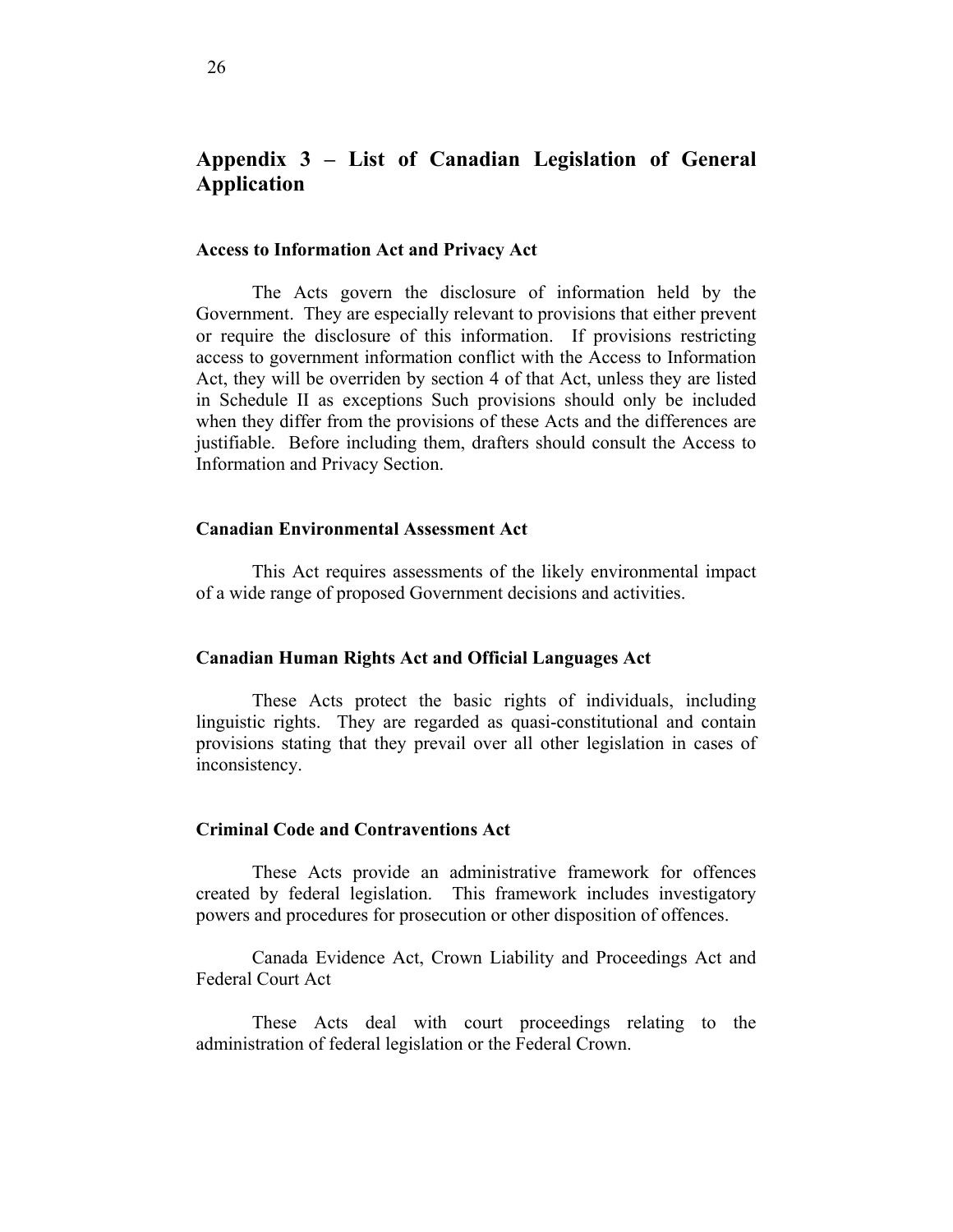## Appendix 3 – List of Canadian Legislation of General Application

**Access to Information Act and Privacy Act**

The Acts govern the disclosure of information held by the Government. They are especially relevant to provisions that either prevent or require the disclosure of this information. If provisions restricting access to government information conflict with the Access to Information Act, they will be overriden by section 4 of that Act, unless they are listed in Schedule II as exceptions Such provisions should only be included when they differ from the provisions of these Acts and the differences are justifiable. Before including them, drafters should consult the Access to Information and Privacy Section.

**Canadian Environmental Assessment Act**

This Act requires assessments of the likely environmental impact of a wide range of proposed Government decisions and activities.

**Canadian Human Rights Act and Official Languages Act**

These Acts protect the basic rights of individuals, including linguistic rights. They are regarded as quasi-constitutional and contain provisions stating that they prevail over all other legislation in cases of inconsistency.

**Criminal Code and Contraventions Act**

These Acts provide an administrative framework for offences created by federal legislation. This framework includes investigatory powers and procedures for prosecution or other disposition of offences.

Canada Evidence Act, Crown Liability and Proceedings Act and Federal Court Act

These Acts deal with court proceedings relating to the administration of federal legislation or the Federal Crown.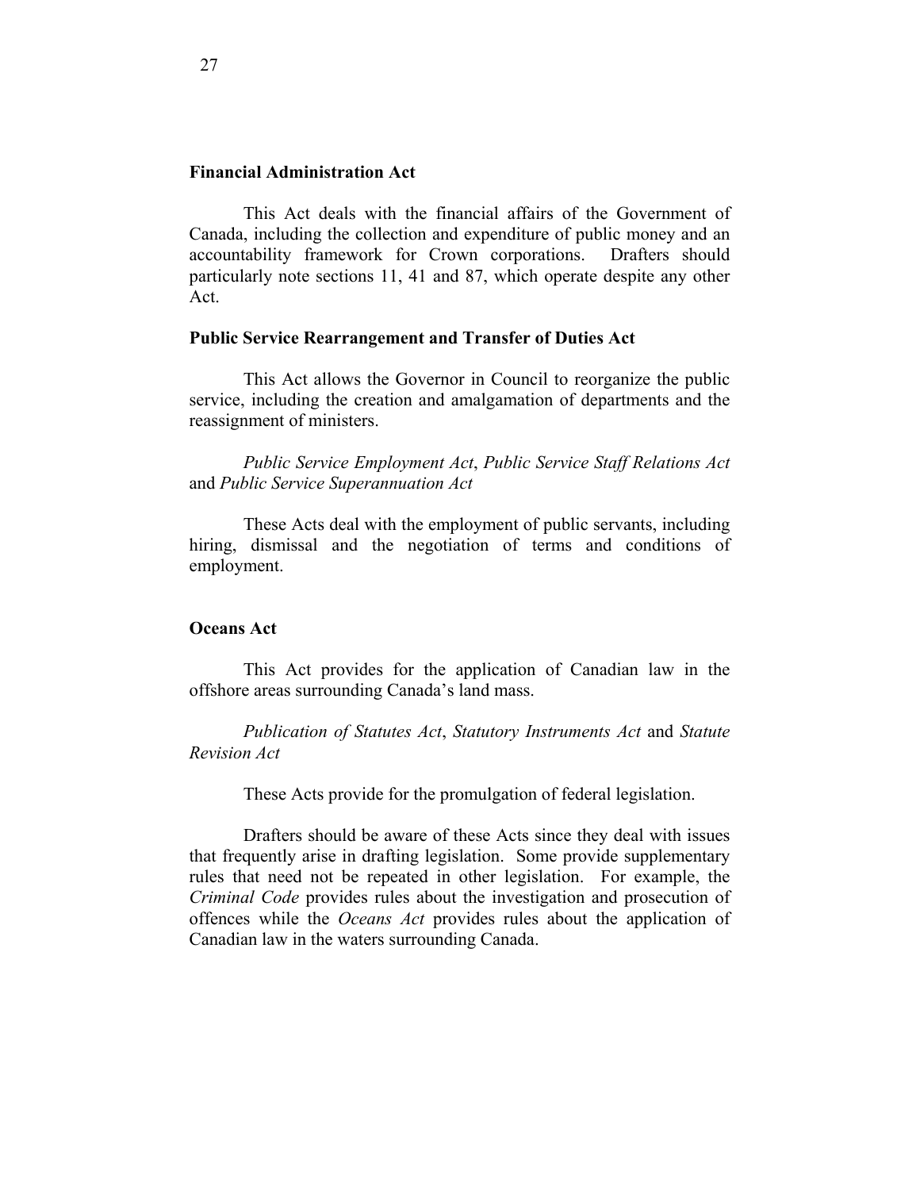**Financial Administration Act**

This Act deals with the financial affairs of the Government of Canada, including the collection and expenditure of public money and an accountability framework for Crown corporations. Drafters should particularly note sections 11, 41 and 87, which operate despite any other Act.

**Public Service Rearrangement and Transfer of Duties Act**

This Act allows the Governor in Council to reorganize the public service, including the creation and amalgamation of departments and the reassignment of ministers.

*Public Service Employment Act*, *Public Service Staff Relations Act* and *Public Service Superannuation Act*

These Acts deal with the employment of public servants, including hiring, dismissal and the negotiation of terms and conditions of employment.

**Oceans Act**

This Act provides for the application of Canadian law in the offshore areas surrounding Canada's land mass.

*Publication of Statutes Act*, *Statutory Instruments Act* and *Statute Revision Act*

These Acts provide for the promulgation of federal legislation.

Drafters should be aware of these Acts since they deal with issues that frequently arise in drafting legislation. Some provide supplementary rules that need not be repeated in other legislation. For example, the *Criminal Code* provides rules about the investigation and prosecution of offences while the *Oceans Act* provides rules about the application of Canadian law in the waters surrounding Canada.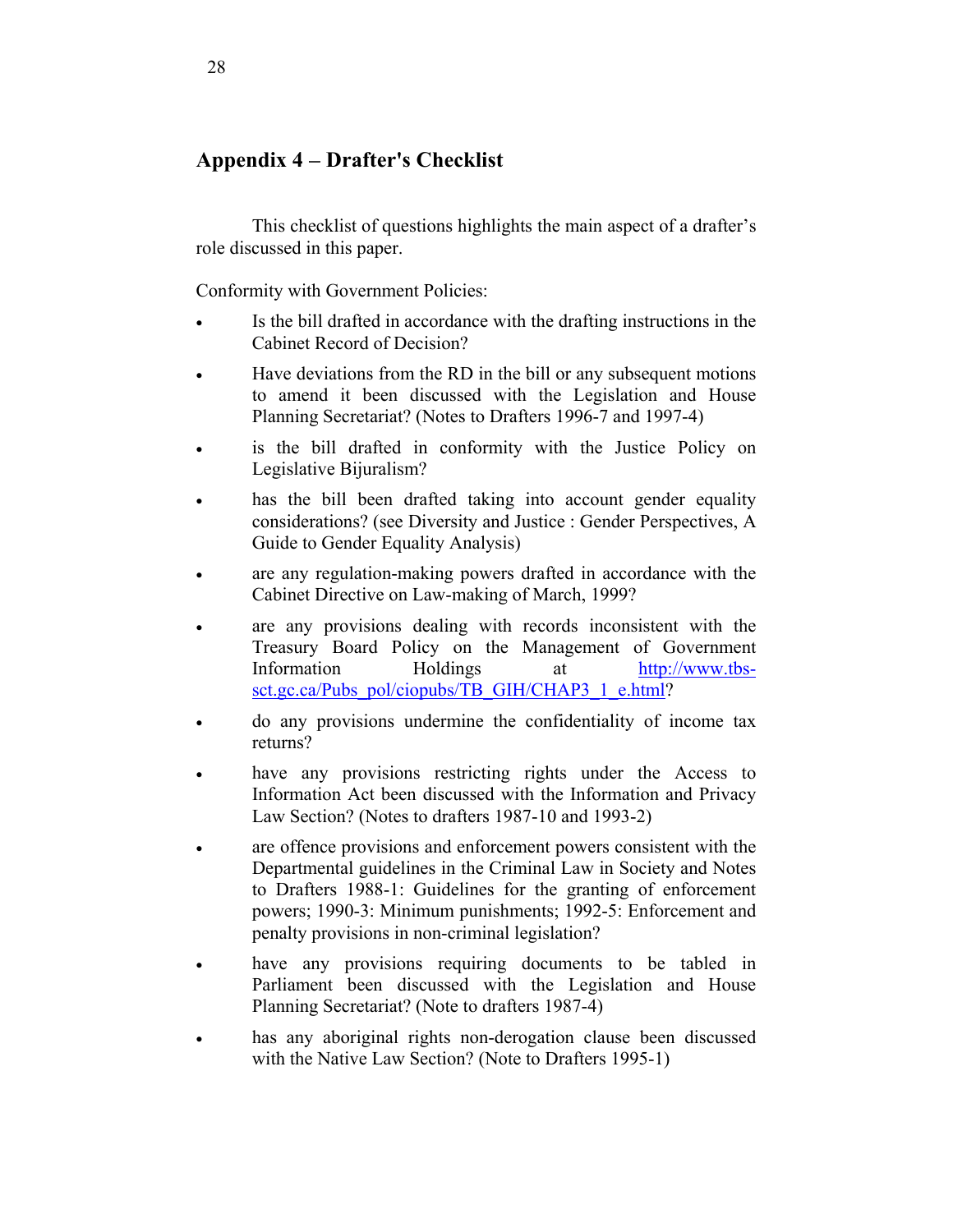## Appendix 4 – Drafter's Checklist

This checklist of questions highlights the main aspect of a drafter's role discussed in this paper.

Conformity with Government Policies:

- Is the bill drafted in accordance with the drafting instructions in the Cabinet Record of Decision?
- Have deviations from the RD in the bill or any subsequent motions to amend it been discussed with the Legislation and House Planning Secretariat? (Notes to Drafters 1996-7 and 1997-4)
- is the bill drafted in conformity with the Justice Policy on Legislative Bijuralism?
- has the bill been drafted taking into account gender equality considerations? (see Diversity and Justice : Gender Perspectives, A Guide to Gender Equality Analysis)
- are any regulation-making powers drafted in accordance with the Cabinet Directive on Law-making of March, 1999?
- are any provisions dealing with records inconsistent with the Treasury Board Policy on the Management of Government Information Holdings at http://www.tbs-sct.gc.ca/Pubs_pol/ciopubs/TB_GIH/CHAP3_1_e.html?
- do any provisions undermine the confidentiality of income tax returns?
- have any provisions restricting rights under the Access to Information Act been discussed with the Information and Privacy Law Section? (Notes to drafters 1987-10 and 1993-2)
- are offence provisions and enforcement powers consistent with the Departmental guidelines in the Criminal Law in Society and Notes to Drafters 1988-1: Guidelines for the granting of enforcement powers; 1990-3: Minimum punishments; 1992-5: Enforcement and penalty provisions in non-criminal legislation?
- have any provisions requiring documents to be tabled in Parliament been discussed with the Legislation and House Planning Secretariat? (Note to drafters 1987-4)
- has any aboriginal rights non-derogation clause been discussed with the Native Law Section? (Note to Drafters 1995-1)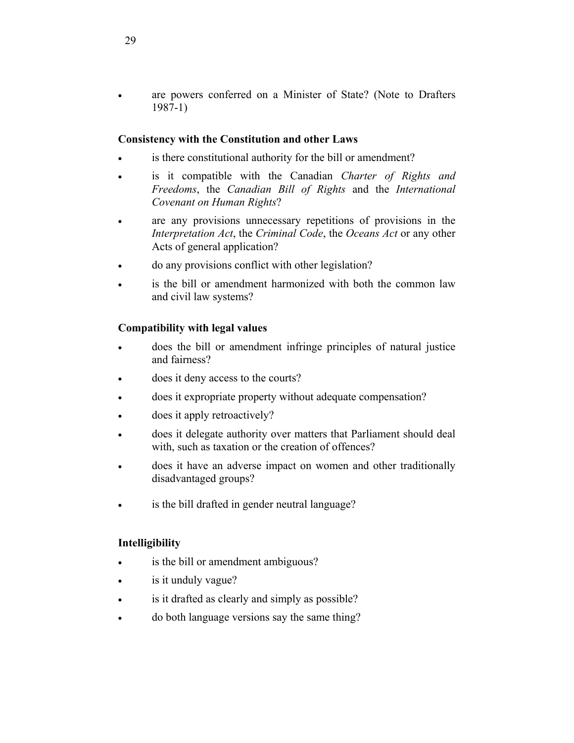- are powers conferred on a Minister of State? (Note to Drafters 1987-1)

**Consistency with the Constitution and other Laws**

- is there constitutional authority for the bill or amendment?
- is it compatible with the Canadian *Charter of Rights and Freedoms*, the *Canadian Bill of Rights* and the *International Covenant on Human Rights*?
- are any provisions unnecessary repetitions of provisions in the *Interpretation Act*, the *Criminal Code*, the *Oceans Act* or any other Acts of general application?
- do any provisions conflict with other legislation?
- is the bill or amendment harmonized with both the common law and civil law systems?

**Compatibility with legal values**

- does the bill or amendment infringe principles of natural justice and fairness?
- does it deny access to the courts?
- does it expropriate property without adequate compensation?
- does it apply retroactively?
- does it delegate authority over matters that Parliament should deal with, such as taxation or the creation of offences?
- does it have an adverse impact on women and other traditionally disadvantaged groups?
- is the bill drafted in gender neutral language?

**Intelligibility**

- is the bill or amendment ambiguous?
- is it unduly vague?
- is it drafted as clearly and simply as possible?
- do both language versions say the same thing?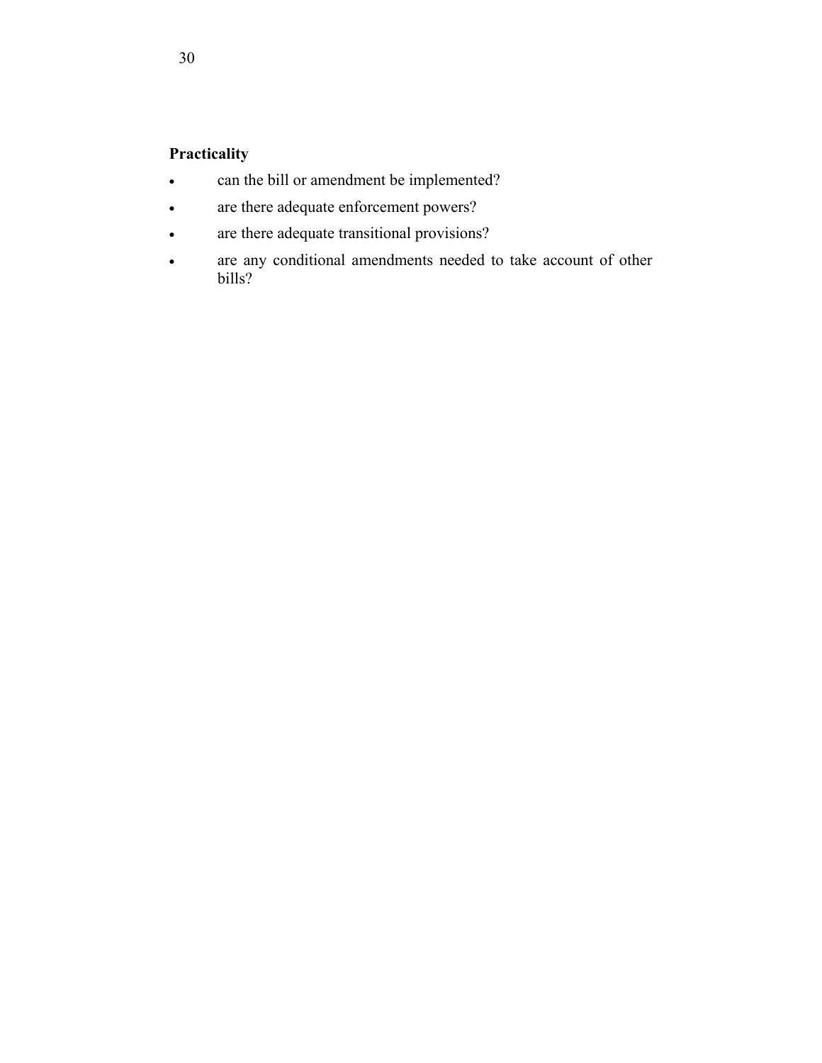**Practicality**

- can the bill or amendment be implemented?
- are there adequate enforcement powers?
- are there adequate transitional provisions?
- are any conditional amendments needed to take account of other bills?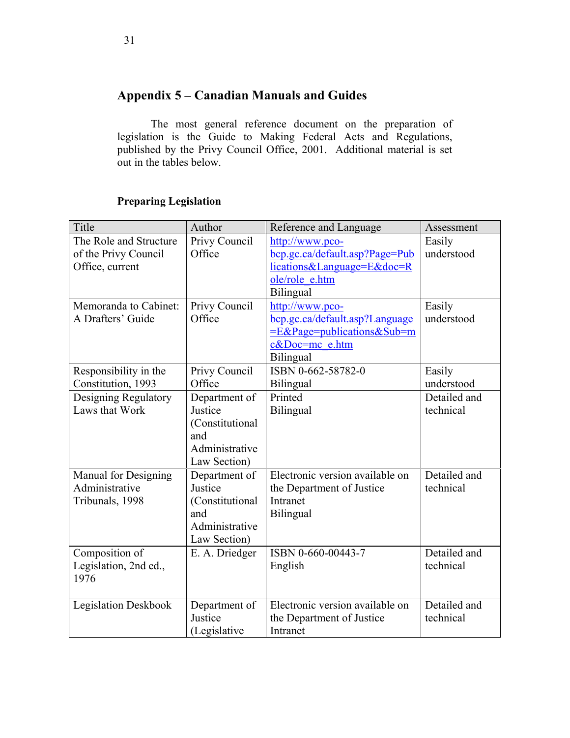## Appendix 5 – Canadian Manuals and Guides

The most general reference document on the preparation of legislation is the Guide to Making Federal Acts and Regulations, published by the Privy Council Office, 2001. Additional material is set out in the tables below.

### Preparing Legislation

| Title | Author | Reference and Language | Assessment |
| --- | --- | --- | --- |
| The Role and Structure of the Privy Council Office, current | Privy Council Office | http://www.pco-bcp.gc.ca/default.asp?Page=Publications&Language=E&doc=Role/role_e.htm Bilingual | Easily understood |
| Memoranda to Cabinet: A Drafters' Guide | Privy Council Office | http://www.pco-bcp.gc.ca/default.asp?Language=E&Page=publications&Sub=mc&Doc=mc_e.htm Bilingual | Easily understood |
| Responsibility in the Constitution, 1993 | Privy Council Office | ISBN 0-662-58782-0 Bilingual | Easily understood |
| Designing Regulatory Laws that Work | Department of Justice (Constitutional and Administrative Law Section) | Printed Bilingual | Detailed and technical |
| Manual for Designing Administrative Tribunals, 1998 | Department of Justice (Constitutional and Administrative Law Section) | Electronic version available on the Department of Justice Intranet Bilingual | Detailed and technical |
| Composition of Legislation, 2nd ed., 1976 | E. A. Driedger | ISBN 0-660-00443-7 English | Detailed and technical |
| Legislation Deskbook | Department of Justice (Legislative | Electronic version available on the Department of Justice Intranet | Detailed and technical |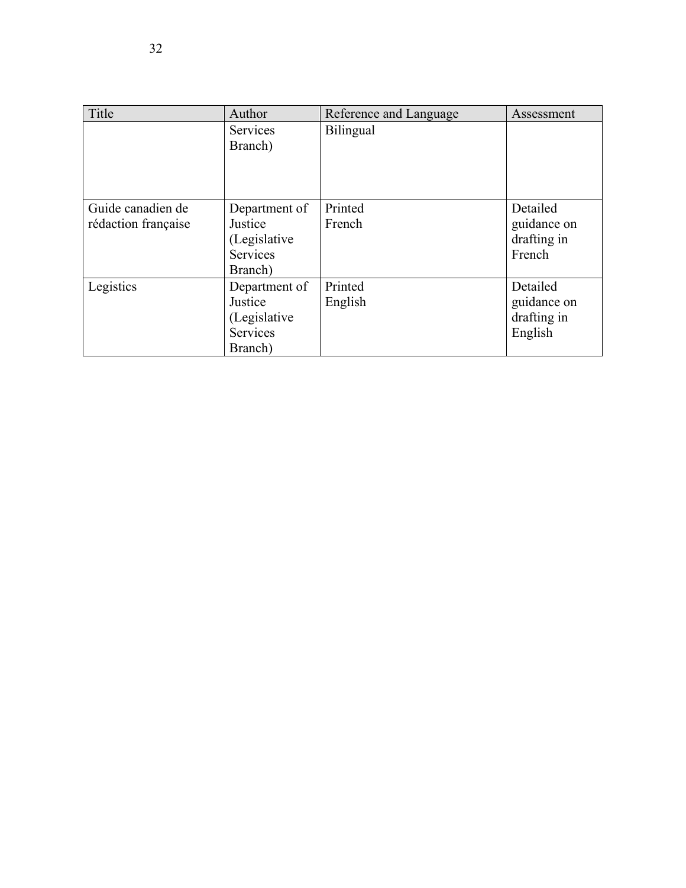| Title | Author | Reference and Language | Assessment |
| --- | --- | --- | --- |
| | Services Branch) | Bilingual | |
| Guide canadien de rédaction française | Department of Justice (Legislative Services Branch) | Printed French | Detailed guidance on drafting in French |
| Legistics | Department of Justice (Legislative Services Branch) | Printed English | Detailed guidance on drafting in English |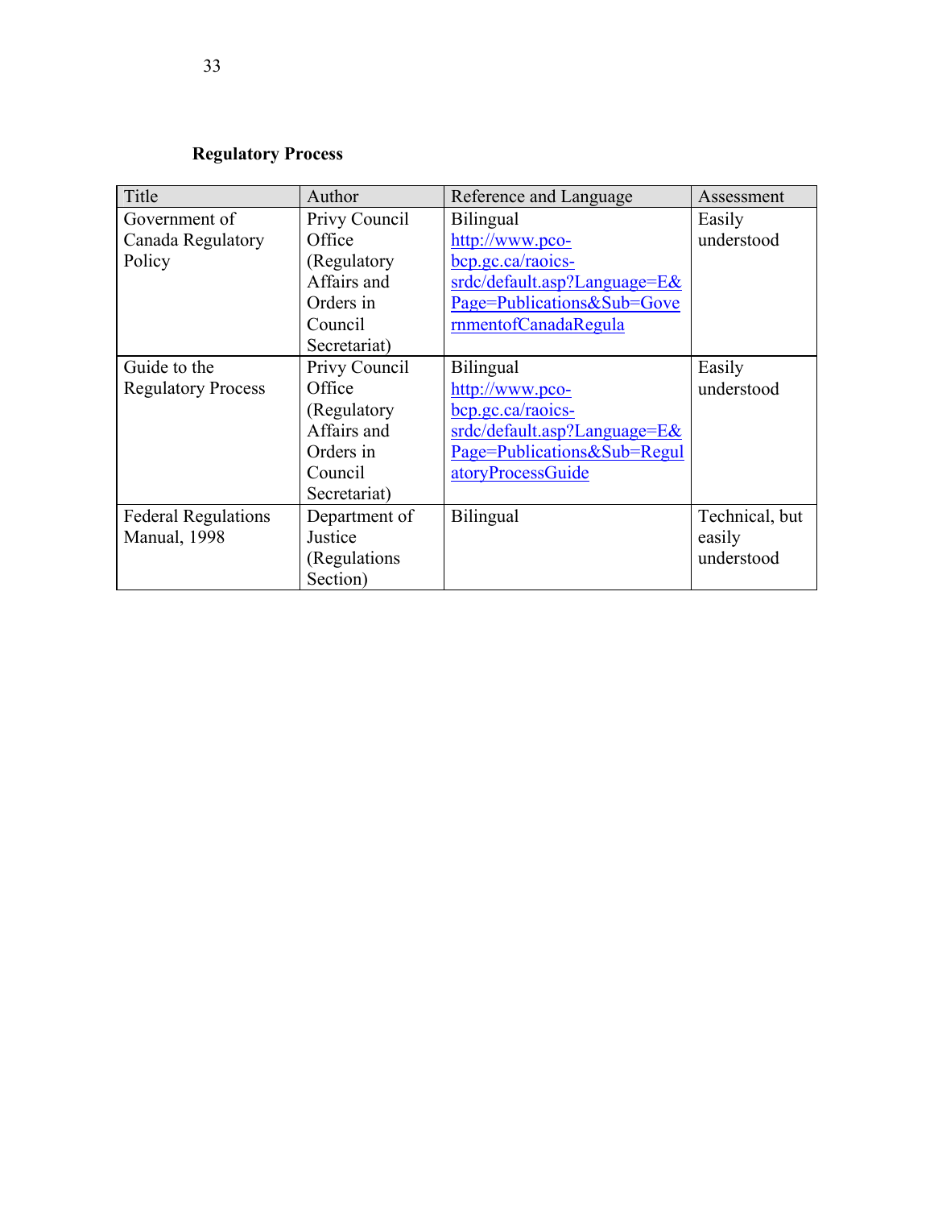**Regulatory Process**

| Title | Author | Reference and Language | Assessment |
|---|---|---|---|
| Government of Canada Regulatory Policy | Privy Council Office (Regulatory Affairs and Orders in Council Secretariat) | Bilingual http://www.pco-bcp.gc.ca/raoics-srdc/default.asp?Language=E&Page=Publications&Sub=GovernmentofCanadaRegula | Easily understood |
| Guide to the Regulatory Process | Privy Council Office (Regulatory Affairs and Orders in Council Secretariat) | Bilingual http://www.pco-bcp.gc.ca/raoics-srdc/default.asp?Language=E&Page=Publications&Sub=RegulatoryProcessGuide | Easily understood |
| Federal Regulations Manual, 1998 | Department of Justice (Regulations Section) | Bilingual | Technical, but easily understood |